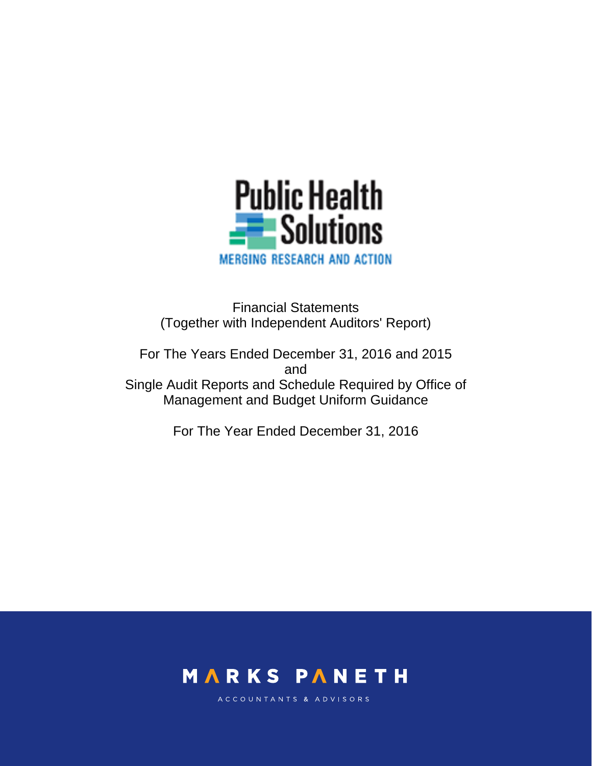Public Health Solutions

MERGING RESEARCH AND ACTION

Financial Statements
(Together with Independent Auditors' Report)

For The Years Ended December 31, 2016 and 2015
and
Single Audit Reports and Schedule Required by Office of Management and Budget Uniform Guidance

For The Year Ended December 31, 2016

MARKS PANETH

ACCOUNTANTS & ADVISORS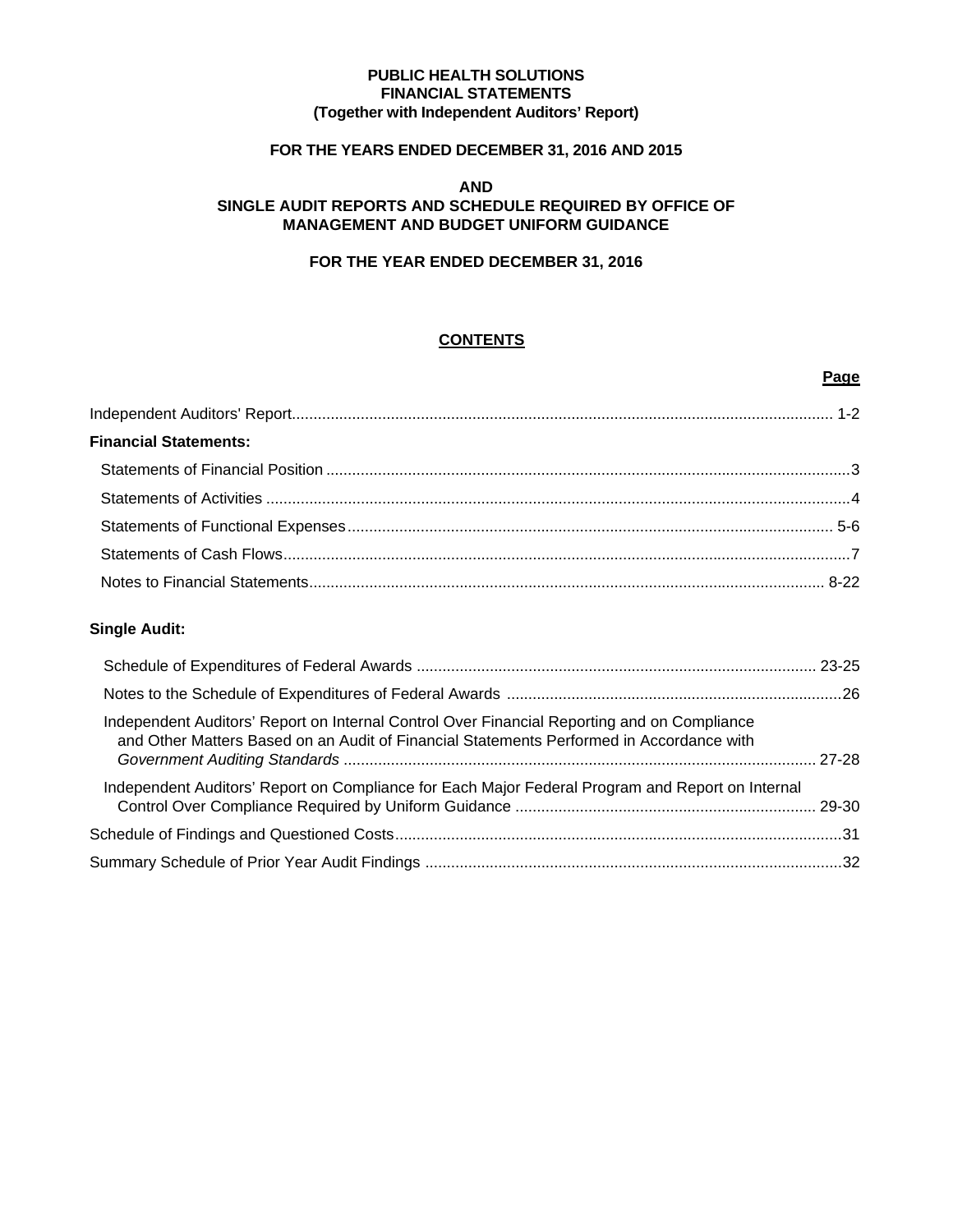**PUBLIC HEALTH SOLUTIONS**
**FINANCIAL STATEMENTS**
**(Together with Independent Auditors' Report)**

**FOR THE YEARS ENDED DECEMBER 31, 2016 AND 2015**

**AND**
**SINGLE AUDIT REPORTS AND SCHEDULE REQUIRED BY OFFICE OF MANAGEMENT AND BUDGET UNIFORM GUIDANCE**

**FOR THE YEAR ENDED DECEMBER 31, 2016**

## CONTENTS

| | Page |
|---|---|
| Independent Auditors' Report | 1-2 |
| **Financial Statements:** | |
| Statements of Financial Position | 3 |
| Statements of Activities | 4 |
| Statements of Functional Expenses | 5-6 |
| Statements of Cash Flows | 7 |
| Notes to Financial Statements | 8-22 |
| **Single Audit:** | |
| Schedule of Expenditures of Federal Awards | 23-25 |
| Notes to the Schedule of Expenditures of Federal Awards | 26 |
| Independent Auditors' Report on Internal Control Over Financial Reporting and on Compliance and Other Matters Based on an Audit of Financial Statements Performed in Accordance with *Government Auditing Standards* | 27-28 |
| Independent Auditors' Report on Compliance for Each Major Federal Program and Report on Internal Control Over Compliance Required by Uniform Guidance | 29-30 |
| Schedule of Findings and Questioned Costs | 31 |
| Summary Schedule of Prior Year Audit Findings | 32 |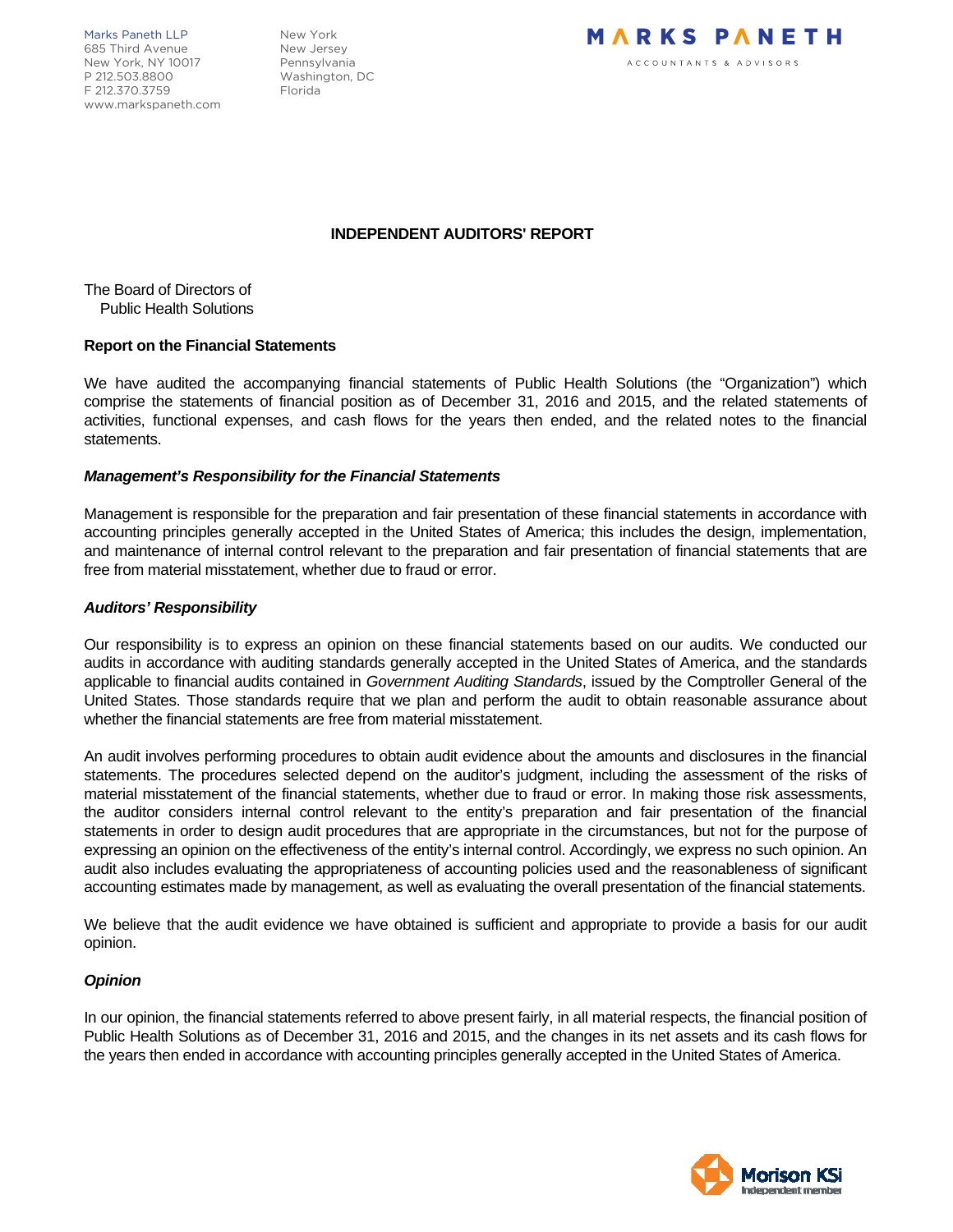Marks Paneth LLP
685 Third Avenue
New York, NY 10017
P 212.503.8800
F 212.370.3759
www.markspaneth.com

New York
New Jersey
Pennsylvania
Washington, DC
Florida

MARKS PANETH
ACCOUNTANTS & ADVISORS

# INDEPENDENT AUDITORS' REPORT

The Board of Directors of
Public Health Solutions

## Report on the Financial Statements

We have audited the accompanying financial statements of Public Health Solutions (the "Organization") which comprise the statements of financial position as of December 31, 2016 and 2015, and the related statements of activities, functional expenses, and cash flows for the years then ended, and the related notes to the financial statements.

### *Management's Responsibility for the Financial Statements*

Management is responsible for the preparation and fair presentation of these financial statements in accordance with accounting principles generally accepted in the United States of America; this includes the design, implementation, and maintenance of internal control relevant to the preparation and fair presentation of financial statements that are free from material misstatement, whether due to fraud or error.

### *Auditors' Responsibility*

Our responsibility is to express an opinion on these financial statements based on our audits. We conducted our audits in accordance with auditing standards generally accepted in the United States of America, and the standards applicable to financial audits contained in *Government Auditing Standards*, issued by the Comptroller General of the United States. Those standards require that we plan and perform the audit to obtain reasonable assurance about whether the financial statements are free from material misstatement.

An audit involves performing procedures to obtain audit evidence about the amounts and disclosures in the financial statements. The procedures selected depend on the auditor's judgment, including the assessment of the risks of material misstatement of the financial statements, whether due to fraud or error. In making those risk assessments, the auditor considers internal control relevant to the entity's preparation and fair presentation of the financial statements in order to design audit procedures that are appropriate in the circumstances, but not for the purpose of expressing an opinion on the effectiveness of the entity's internal control. Accordingly, we express no such opinion. An audit also includes evaluating the appropriateness of accounting policies used and the reasonableness of significant accounting estimates made by management, as well as evaluating the overall presentation of the financial statements.

We believe that the audit evidence we have obtained is sufficient and appropriate to provide a basis for our audit opinion.

### *Opinion*

In our opinion, the financial statements referred to above present fairly, in all material respects, the financial position of Public Health Solutions as of December 31, 2016 and 2015, and the changes in its net assets and its cash flows for the years then ended in accordance with accounting principles generally accepted in the United States of America.

Morison KSi
Independent member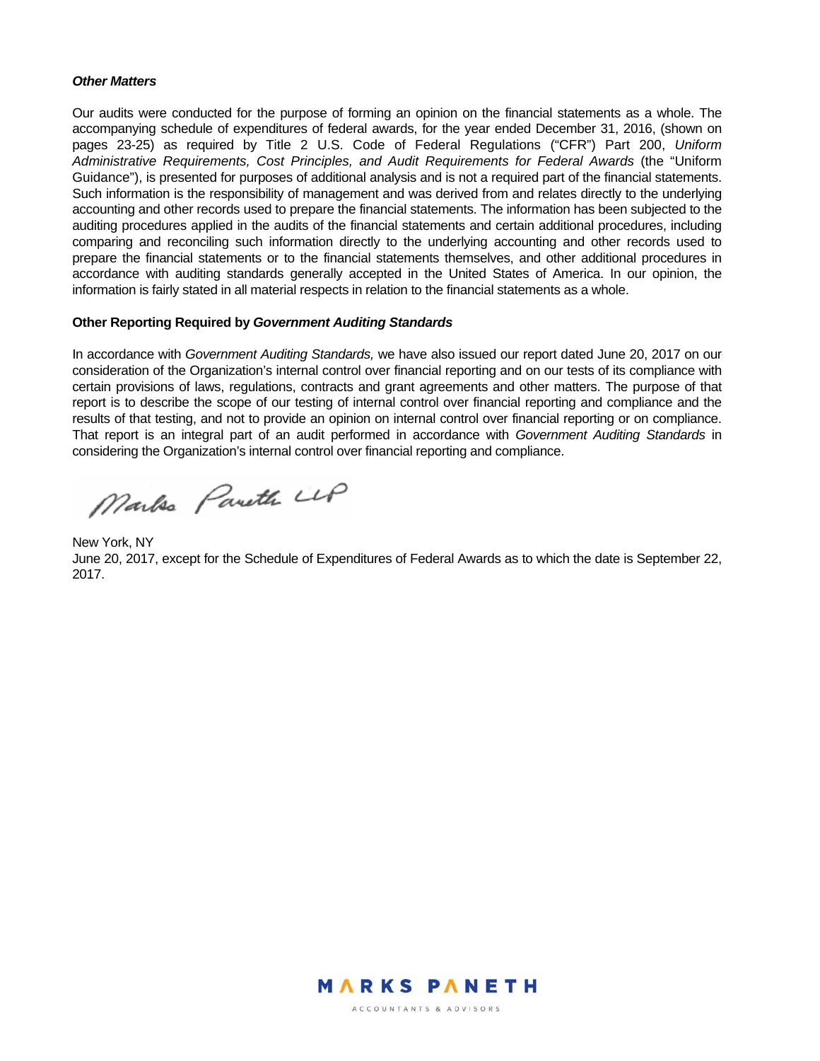***Other Matters***

Our audits were conducted for the purpose of forming an opinion on the financial statements as a whole. The accompanying schedule of expenditures of federal awards, for the year ended December 31, 2016, (shown on pages 23-25) as required by Title 2 U.S. Code of Federal Regulations ("CFR") Part 200, *Uniform Administrative Requirements, Cost Principles, and Audit Requirements for Federal Awards* (the "Uniform Guidance"), is presented for purposes of additional analysis and is not a required part of the financial statements. Such information is the responsibility of management and was derived from and relates directly to the underlying accounting and other records used to prepare the financial statements. The information has been subjected to the auditing procedures applied in the audits of the financial statements and certain additional procedures, including comparing and reconciling such information directly to the underlying accounting and other records used to prepare the financial statements or to the financial statements themselves, and other additional procedures in accordance with auditing standards generally accepted in the United States of America. In our opinion, the information is fairly stated in all material respects in relation to the financial statements as a whole.

**Other Reporting Required by *Government Auditing Standards***

In accordance with *Government Auditing Standards,* we have also issued our report dated June 20, 2017 on our consideration of the Organization's internal control over financial reporting and on our tests of its compliance with certain provisions of laws, regulations, contracts and grant agreements and other matters. The purpose of that report is to describe the scope of our testing of internal control over financial reporting and compliance and the results of that testing, and not to provide an opinion on internal control over financial reporting or on compliance. That report is an integral part of an audit performed in accordance with *Government Auditing Standards* in considering the Organization's internal control over financial reporting and compliance.

Marks Paneth LLP

New York, NY
June 20, 2017, except for the Schedule of Expenditures of Federal Awards as to which the date is September 22, 2017.

MARKS PANETH
ACCOUNTANTS & ADVISORS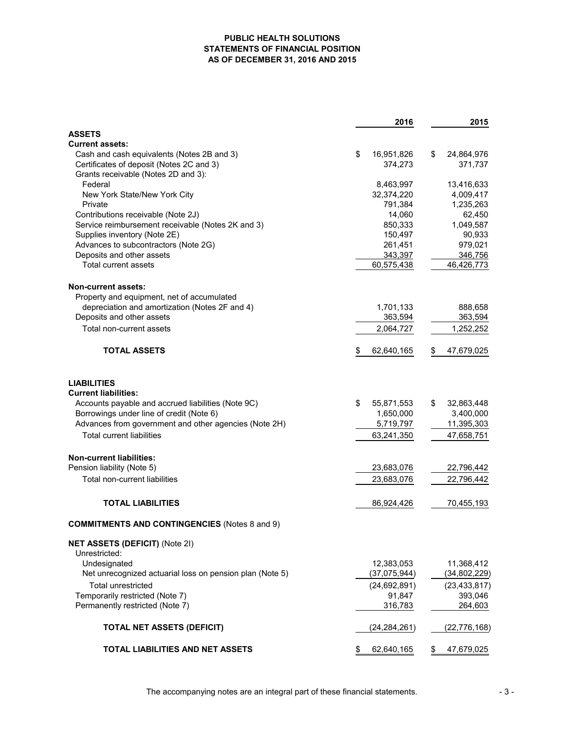# PUBLIC HEALTH SOLUTIONS
## STATEMENTS OF FINANCIAL POSITION
## AS OF DECEMBER 31, 2016 AND 2015

| | 2016 | 2015 |
|---|---|---|
| **ASSETS** | | |
| **Current assets:** | | |
| Cash and cash equivalents (Notes 2B and 3) | $ 16,951,826 | $ 24,864,976 |
| Certificates of deposit (Notes 2C and 3) | 374,273 | 371,737 |
| Grants receivable (Notes 2D and 3): | | |
| Federal | 8,463,997 | 13,416,633 |
| New York State/New York City | 32,374,220 | 4,009,417 |
| Private | 791,384 | 1,235,263 |
| Contributions receivable (Note 2J) | 14,060 | 62,450 |
| Service reimbursement receivable (Notes 2K and 3) | 850,333 | 1,049,587 |
| Supplies inventory (Note 2E) | 150,497 | 90,933 |
| Advances to subcontractors (Note 2G) | 261,451 | 979,021 |
| Deposits and other assets | 343,397 | 346,756 |
| Total current assets | 60,575,438 | 46,426,773 |
| **Non-current assets:** | | |
| Property and equipment, net of accumulated depreciation and amortization (Notes 2F and 4) | 1,701,133 | 888,658 |
| Deposits and other assets | 363,594 | 363,594 |
| Total non-current assets | 2,064,727 | 1,252,252 |
| **TOTAL ASSETS** | $ 62,640,165 | $ 47,679,025 |
| **LIABILITIES** | | |
| **Current liabilities:** | | |
| Accounts payable and accrued liabilities (Note 9C) | $ 55,871,553 | $ 32,863,448 |
| Borrowings under line of credit (Note 6) | 1,650,000 | 3,400,000 |
| Advances from government and other agencies (Note 2H) | 5,719,797 | 11,395,303 |
| Total current liabilities | 63,241,350 | 47,658,751 |
| **Non-current liabilities:** | | |
| Pension liability (Note 5) | 23,683,076 | 22,796,442 |
| Total non-current liabilities | 23,683,076 | 22,796,442 |
| **TOTAL LIABILITIES** | 86,924,426 | 70,455,193 |
| **COMMITMENTS AND CONTINGENCIES** (Notes 8 and 9) | | |
| **NET ASSETS (DEFICIT)** (Note 2I) | | |
| Unrestricted: | | |
| Undesignated | 12,383,053 | 11,368,412 |
| Net unrecognized actuarial loss on pension plan (Note 5) | (37,075,944) | (34,802,229) |
| Total unrestricted | (24,692,891) | (23,433,817) |
| Temporarily restricted (Note 7) | 91,847 | 393,046 |
| Permanently restricted (Note 7) | 316,783 | 264,603 |
| **TOTAL NET ASSETS (DEFICIT)** | (24,284,261) | (22,776,168) |
| **TOTAL LIABILITIES AND NET ASSETS** | $ 62,640,165 | $ 47,679,025 |

The accompanying notes are an integral part of these financial statements.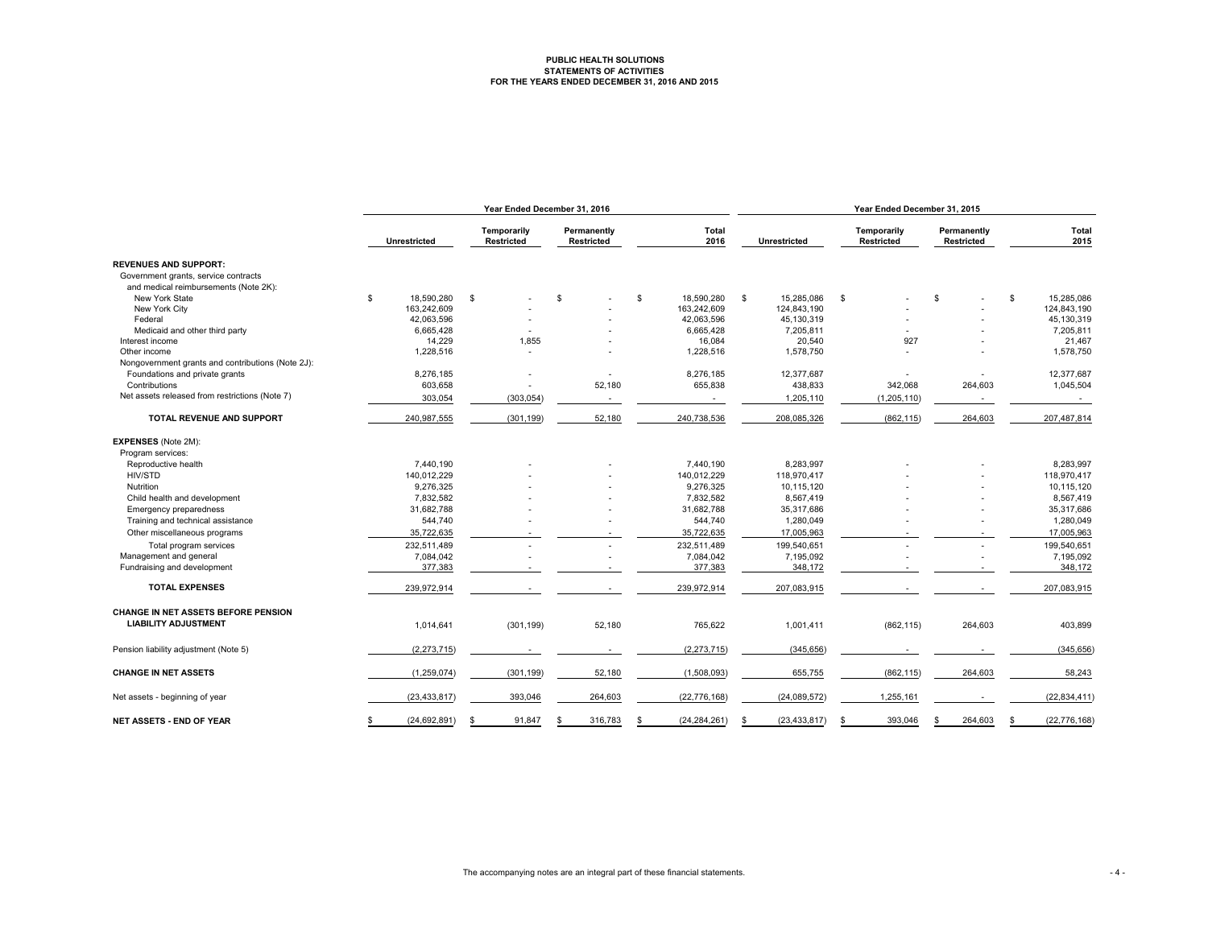**PUBLIC HEALTH SOLUTIONS**
**STATEMENTS OF ACTIVITIES**
**FOR THE YEARS ENDED DECEMBER 31, 2016 AND 2015**

| | Year Ended December 31, 2016 | | | | Year Ended December 31, 2015 | | | |
|---|---|---|---|---|---|---|---|---|
| | Unrestricted | Temporarily Restricted | Permanently Restricted | Total 2016 | Unrestricted | Temporarily Restricted | Permanently Restricted | Total 2015 |
| **REVENUES AND SUPPORT:** | | | | | | | | |
| Government grants, service contracts and medical reimbursements (Note 2K): | | | | | | | | |
| New York State | $ 18,590,280 | $ - | $ - | $ 18,590,280 | $ 15,285,086 | $ - | $ - | $ 15,285,086 |
| New York City | 163,242,609 | - | - | 163,242,609 | 124,843,190 | - | - | 124,843,190 |
| Federal | 42,063,596 | - | - | 42,063,596 | 45,130,319 | - | - | 45,130,319 |
| Medicaid and other third party | 6,665,428 | - | - | 6,665,428 | 7,205,811 | - | - | 7,205,811 |
| Interest income | 14,229 | 1,855 | - | 16,084 | 20,540 | 927 | - | 21,467 |
| Other income | 1,228,516 | - | - | 1,228,516 | 1,578,750 | - | - | 1,578,750 |
| Nongovernment grants and contributions (Note 2J): | | | | | | | | |
| Foundations and private grants | 8,276,185 | - | - | 8,276,185 | 12,377,687 | - | - | 12,377,687 |
| Contributions | 603,658 | - | 52,180 | 655,838 | 438,833 | 342,068 | 264,603 | 1,045,504 |
| Net assets released from restrictions (Note 7) | 303,054 | (303,054) | - | - | 1,205,110 | (1,205,110) | - | - |
| **TOTAL REVENUE AND SUPPORT** | 240,987,555 | (301,199) | 52,180 | 240,738,536 | 208,085,326 | (862,115) | 264,603 | 207,487,814 |
| **EXPENSES** (Note 2M): | | | | | | | | |
| Program services: | | | | | | | | |
| Reproductive health | 7,440,190 | - | - | 7,440,190 | 8,283,997 | - | - | 8,283,997 |
| HIV/STD | 140,012,229 | - | - | 140,012,229 | 118,970,417 | - | - | 118,970,417 |
| Nutrition | 9,276,325 | - | - | 9,276,325 | 10,115,120 | - | - | 10,115,120 |
| Child health and development | 7,832,582 | - | - | 7,832,582 | 8,567,419 | - | - | 8,567,419 |
| Emergency preparedness | 31,682,788 | - | - | 31,682,788 | 35,317,686 | - | - | 35,317,686 |
| Training and technical assistance | 544,740 | - | - | 544,740 | 1,280,049 | - | - | 1,280,049 |
| Other miscellaneous programs | 35,722,635 | - | - | 35,722,635 | 17,005,963 | - | - | 17,005,963 |
| Total program services | 232,511,489 | - | - | 232,511,489 | 199,540,651 | - | - | 199,540,651 |
| Management and general | 7,084,042 | - | - | 7,084,042 | 7,195,092 | - | - | 7,195,092 |
| Fundraising and development | 377,383 | - | - | 377,383 | 348,172 | - | - | 348,172 |
| **TOTAL EXPENSES** | 239,972,914 | - | - | 239,972,914 | 207,083,915 | - | - | 207,083,915 |
| **CHANGE IN NET ASSETS BEFORE PENSION LIABILITY ADJUSTMENT** | 1,014,641 | (301,199) | 52,180 | 765,622 | 1,001,411 | (862,115) | 264,603 | 403,899 |
| Pension liability adjustment (Note 5) | (2,273,715) | - | - | (2,273,715) | (345,656) | - | - | (345,656) |
| **CHANGE IN NET ASSETS** | (1,259,074) | (301,199) | 52,180 | (1,508,093) | 655,755 | (862,115) | 264,603 | 58,243 |
| Net assets - beginning of year | (23,433,817) | 393,046 | 264,603 | (22,776,168) | (24,089,572) | 1,255,161 | - | (22,834,411) |
| **NET ASSETS - END OF YEAR** | $ (24,692,891) | $ 91,847 | $ 316,783 | $ (24,284,261) | $ (23,433,817) | $ 393,046 | $ 264,603 | $ (22,776,168) |

The accompanying notes are an integral part of these financial statements.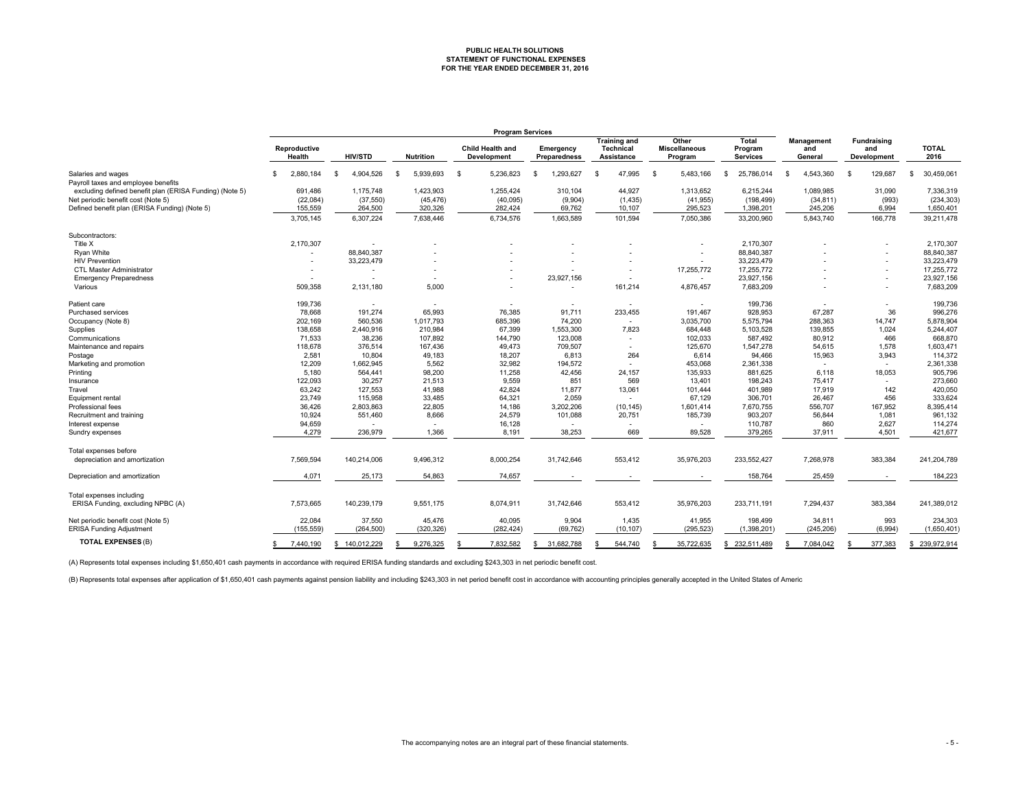# PUBLIC HEALTH SOLUTIONS
## STATEMENT OF FUNCTIONAL EXPENSES
### FOR THE YEAR ENDED DECEMBER 31, 2016

| | Program Services | | | | | | | | | | |
|---|---|---|---|---|---|---|---|---|---|---|---|
| | Reproductive Health | HIV/STD | Nutrition | Child Health and Development | Emergency Preparedness | Training and Technical Assistance | Other Miscellaneous Program | Total Program Services | Management and General | Fundraising and Development | TOTAL 2016 |
| Salaries and wages | $ 2,880,184 | $ 4,904,526 | $ 5,939,693 | $ 5,236,823 | $ 1,293,627 | $ 47,995 | $ 5,483,166 | $ 25,786,014 | $ 4,543,360 | $ 129,687 | $ 30,459,061 |
| Payroll taxes and employee benefits | | | | | | | | | | | |
| excluding defined benefit plan (ERISA Funding) (Note 5) | 691,486 | 1,175,748 | 1,423,903 | 1,255,424 | 310,104 | 44,927 | 1,313,652 | 6,215,244 | 1,089,985 | 31,090 | 7,336,319 |
| Net periodic benefit cost (Note 5) | (22,084) | (37,550) | (45,476) | (40,095) | (9,904) | (1,435) | (41,955) | (198,499) | (34,811) | (993) | (234,303) |
| Defined benefit plan (ERISA Funding) (Note 5) | 155,559 | 264,500 | 320,326 | 282,424 | 69,762 | 10,107 | 295,523 | 1,398,201 | 245,206 | 6,994 | 1,650,401 |
| | 3,705,145 | 6,307,224 | 7,638,446 | 6,734,576 | 1,663,589 | 101,594 | 7,050,386 | 33,200,960 | 5,843,740 | 166,778 | 39,211,478 |
| Subcontractors: | | | | | | | | | | | |
| Title X | 2,170,307 | - | - | - | - | - | - | 2,170,307 | - | - | 2,170,307 |
| Ryan White | - | 88,840,387 | - | - | - | - | - | 88,840,387 | - | - | 88,840,387 |
| HIV Prevention | - | 33,223,479 | - | - | - | - | - | 33,223,479 | - | - | 33,223,479 |
| CTL Master Administrator | - | - | - | - | - | - | 17,255,772 | 17,255,772 | - | - | 17,255,772 |
| Emergency Preparedness | - | - | - | - | 23,927,156 | - | - | 23,927,156 | - | - | 23,927,156 |
| Various | 509,358 | 2,131,180 | 5,000 | - | - | 161,214 | 4,876,457 | 7,683,209 | - | - | 7,683,209 |
| Patient care | 199,736 | - | - | - | - | - | - | 199,736 | - | - | 199,736 |
| Purchased services | 78,668 | 191,274 | 65,993 | 76,385 | 91,711 | 233,455 | 191,467 | 928,953 | 67,287 | 36 | 996,276 |
| Occupancy (Note 8) | 202,169 | 560,536 | 1,017,793 | 685,396 | 74,200 | - | 3,035,700 | 5,575,794 | 288,363 | 14,747 | 5,878,904 |
| Supplies | 138,658 | 2,440,916 | 210,984 | 67,399 | 1,553,300 | 7,823 | 684,448 | 5,103,528 | 139,855 | 1,024 | 5,244,407 |
| Communications | 71,533 | 38,236 | 107,892 | 144,790 | 123,008 | - | 102,033 | 587,492 | 80,912 | 466 | 668,870 |
| Maintenance and repairs | 118,678 | 376,514 | 167,436 | 49,473 | 709,507 | - | 125,670 | 1,547,278 | 54,615 | 1,578 | 1,603,471 |
| Postage | 2,581 | 10,804 | 49,183 | 18,207 | 6,813 | 264 | 6,614 | 94,466 | 15,963 | 3,943 | 114,372 |
| Marketing and promotion | 12,209 | 1,662,945 | 5,562 | 32,982 | 194,572 | - | 453,068 | 2,361,338 | - | - | 2,361,338 |
| Printing | 5,180 | 564,441 | 98,200 | 11,258 | 42,456 | 24,157 | 135,933 | 881,625 | 6,118 | 18,053 | 905,796 |
| Insurance | 122,093 | 30,257 | 21,513 | 9,559 | 851 | 569 | 13,401 | 198,243 | 75,417 | - | 273,660 |
| Travel | 63,242 | 127,553 | 41,988 | 42,824 | 11,877 | 13,061 | 101,444 | 401,989 | 17,919 | 142 | 420,050 |
| Equipment rental | 23,749 | 115,958 | 33,485 | 64,321 | 2,059 | - | 67,129 | 306,701 | 26,467 | 456 | 333,624 |
| Professional fees | 36,426 | 2,803,863 | 22,805 | 14,186 | 3,202,206 | (10,145) | 1,601,414 | 7,670,755 | 556,707 | 167,952 | 8,395,414 |
| Recruitment and training | 10,924 | 551,460 | 8,666 | 24,579 | 101,088 | 20,751 | 185,739 | 903,207 | 56,844 | 1,081 | 961,132 |
| Interest expense | 94,659 | - | - | 16,128 | - | - | - | 110,787 | 860 | 2,627 | 114,274 |
| Sundry expenses | 4,279 | 236,979 | 1,366 | 8,191 | 38,253 | 669 | 89,528 | 379,265 | 37,911 | 4,501 | 421,677 |
| Total expenses before depreciation and amortization | 7,569,594 | 140,214,006 | 9,496,312 | 8,000,254 | 31,742,646 | 553,412 | 35,976,203 | 233,552,427 | 7,268,978 | 383,384 | 241,204,789 |
| Depreciation and amortization | 4,071 | 25,173 | 54,863 | 74,657 | - | - | - | 158,764 | 25,459 | - | 184,223 |
| Total expenses including ERISA Funding, excluding NPBC (A) | 7,573,665 | 140,239,179 | 9,551,175 | 8,074,911 | 31,742,646 | 553,412 | 35,976,203 | 233,711,191 | 7,294,437 | 383,384 | 241,389,012 |
| Net periodic benefit cost (Note 5) | 22,084 | 37,550 | 45,476 | 40,095 | 9,904 | 1,435 | 41,955 | 198,499 | 34,811 | 993 | 234,303 |
| ERISA Funding Adjustment | (155,559) | (264,500) | (320,326) | (282,424) | (69,762) | (10,107) | (295,523) | (1,398,201) | (245,206) | (6,994) | (1,650,401) |
| **TOTAL EXPENSES** (B) | $ 7,440,190 | $ 140,012,229 | $ 9,276,325 | $ 7,832,582 | $ 31,682,788 | $ 544,740 | $ 35,722,635 | $ 232,511,489 | $ 7,084,042 | $ 377,383 | $ 239,972,914 |

(A) Represents total expenses including $1,650,401 cash payments in accordance with required ERISA funding standards and excluding $243,303 in net periodic benefit cost.

(B) Represents total expenses after application of $1,650,401 cash payments against pension liability and including $243,303 in net period benefit cost in accordance with accounting principles generally accepted in the United States of Americ

The accompanying notes are an integral part of these financial statements.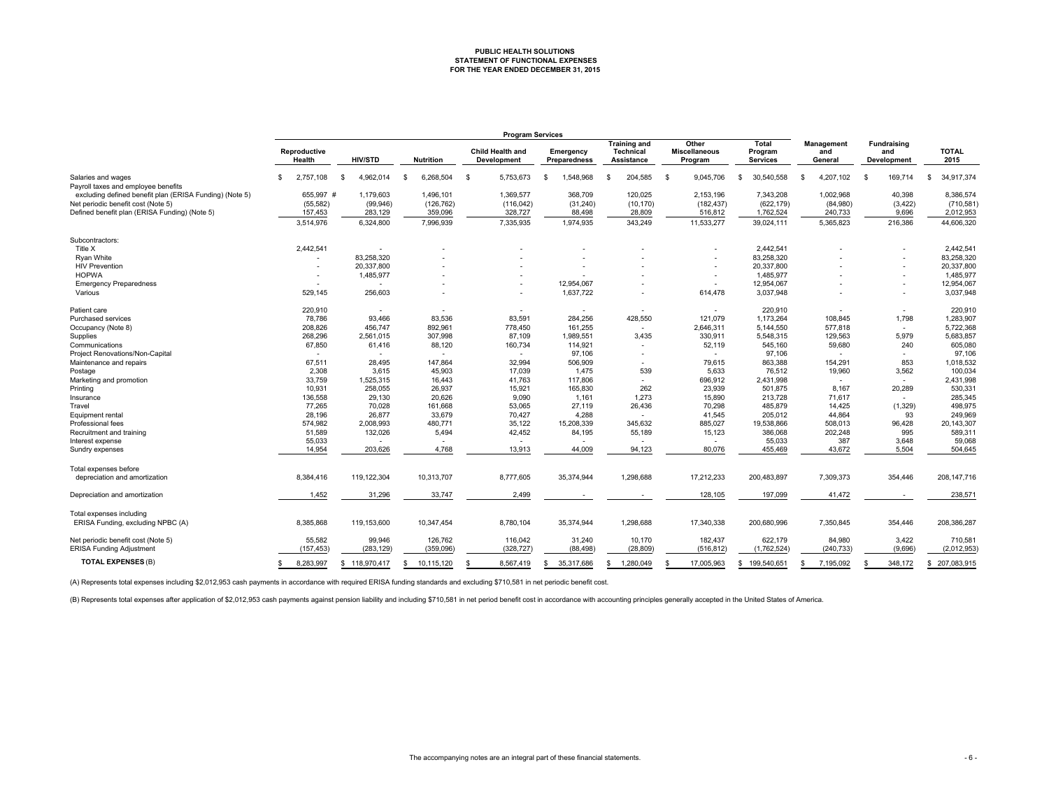**PUBLIC HEALTH SOLUTIONS**
**STATEMENT OF FUNCTIONAL EXPENSES**
**FOR THE YEAR ENDED DECEMBER 31, 2015**

| | Program Services | | | | | | | | | | |
|---|---|---|---|---|---|---|---|---|---|---|---|
| | Reproductive Health | HIV/STD | Nutrition | Child Health and Development | Emergency Preparedness | Training and Technical Assistance | Other Miscellaneous Program | Total Program Services | Management and General | Fundraising and Development | TOTAL 2015 |
| Salaries and wages | $ 2,757,108 | $ 4,962,014 | $ 6,268,504 | $ 5,753,673 | $ 1,548,968 | $ 204,585 | $ 9,045,706 | $ 30,540,558 | $ 4,207,102 | $ 169,714 | $ 34,917,374 |
| Payroll taxes and employee benefits excluding defined benefit plan (ERISA Funding) (Note 5) | 655,997 # | 1,179,603 | 1,496,101 | 1,369,577 | 368,709 | 120,025 | 2,153,196 | 7,343,208 | 1,002,968 | 40,398 | 8,386,574 |
| Net periodic benefit cost (Note 5) | (55,582) | (99,946) | (126,762) | (116,042) | (31,240) | (10,170) | (182,437) | (622,179) | (84,980) | (3,422) | (710,581) |
| Defined benefit plan (ERISA Funding) (Note 5) | 157,453 | 283,129 | 359,096 | 328,727 | 88,498 | 28,809 | 516,812 | 1,762,524 | 240,733 | 9,696 | 2,012,953 |
| | 3,514,976 | 6,324,800 | 7,996,939 | 7,335,935 | 1,974,935 | 343,249 | 11,533,277 | 39,024,111 | 5,365,823 | 216,386 | 44,606,320 |
| Subcontractors: | | | | | | | | | | | |
| Title X | 2,442,541 | - | - | - | - | - | - | 2,442,541 | - | - | 2,442,541 |
| Ryan White | - | 83,258,320 | - | - | - | - | - | 83,258,320 | - | - | 83,258,320 |
| HIV Prevention | - | 20,337,800 | - | - | - | - | - | 20,337,800 | - | - | 20,337,800 |
| HOPWA | - | 1,485,977 | - | - | - | - | - | 1,485,977 | - | - | 1,485,977 |
| Emergency Preparedness | - | - | - | - | 12,954,067 | - | - | 12,954,067 | - | - | 12,954,067 |
| Various | 529,145 | 256,603 | - | - | 1,637,722 | - | 614,478 | 3,037,948 | - | - | 3,037,948 |
| Patient care | 220,910 | - | - | - | - | - | - | 220,910 | - | - | 220,910 |
| Purchased services | 78,786 | 93,466 | 83,536 | 83,591 | 284,256 | 428,550 | 121,079 | 1,173,264 | 108,845 | 1,798 | 1,283,907 |
| Occupancy (Note 8) | 208,826 | 456,747 | 892,961 | 778,450 | 161,255 | - | 2,646,311 | 5,144,550 | 577,818 | - | 5,722,368 |
| Supplies | 268,296 | 2,561,015 | 307,998 | 87,109 | 1,989,551 | 3,435 | 330,911 | 5,548,315 | 129,563 | 5,979 | 5,683,857 |
| Communications | 67,850 | 61,416 | 88,120 | 160,734 | 114,921 | - | 52,119 | 545,160 | 59,680 | 240 | 605,080 |
| Project Renovations/Non-Capital | - | - | - | - | 97,106 | - | - | 97,106 | - | - | 97,106 |
| Maintenance and repairs | 67,511 | 28,495 | 147,864 | 32,994 | 506,909 | - | 79,615 | 863,388 | 154,291 | 853 | 1,018,532 |
| Postage | 2,308 | 3,615 | 45,903 | 17,039 | 1,475 | 539 | 5,633 | 76,512 | 19,960 | 3,562 | 100,034 |
| Marketing and promotion | 33,759 | 1,525,315 | 16,443 | 41,763 | 117,806 | - | 696,912 | 2,431,998 | - | - | 2,431,998 |
| Printing | 10,931 | 258,055 | 26,937 | 15,921 | 165,830 | 262 | 23,939 | 501,875 | 8,167 | 20,289 | 530,331 |
| Insurance | 136,558 | 29,130 | 20,626 | 9,090 | 1,161 | 1,273 | 15,890 | 213,728 | 71,617 | - | 285,345 |
| Travel | 77,265 | 70,028 | 161,668 | 53,065 | 27,119 | 26,436 | 70,298 | 485,879 | 14,425 | (1,329) | 498,975 |
| Equipment rental | 28,196 | 26,877 | 33,679 | 70,427 | 4,288 | - | 41,545 | 205,012 | 44,864 | 93 | 249,969 |
| Professional fees | 574,982 | 2,008,993 | 480,771 | 35,122 | 15,208,339 | 345,632 | 885,027 | 19,538,866 | 508,013 | 96,428 | 20,143,307 |
| Recruitment and training | 51,589 | 132,026 | 5,494 | 42,452 | 84,195 | 55,189 | 15,123 | 386,068 | 202,248 | 995 | 589,311 |
| Interest expense | 55,033 | - | - | - | - | - | - | 55,033 | 387 | 3,648 | 59,068 |
| Sundry expenses | 14,954 | 203,626 | 4,768 | 13,913 | 44,009 | 94,123 | 80,076 | 455,469 | 43,672 | 5,504 | 504,645 |
| Total expenses before depreciation and amortization | 8,384,416 | 119,122,304 | 10,313,707 | 8,777,605 | 35,374,944 | 1,298,688 | 17,212,233 | 200,483,897 | 7,309,373 | 354,446 | 208,147,716 |
| Depreciation and amortization | 1,452 | 31,296 | 33,747 | 2,499 | - | - | 128,105 | 197,099 | 41,472 | - | 238,571 |
| Total expenses including ERISA Funding, excluding NPBC (A) | 8,385,868 | 119,153,600 | 10,347,454 | 8,780,104 | 35,374,944 | 1,298,688 | 17,340,338 | 200,680,996 | 7,350,845 | 354,446 | 208,386,287 |
| Net periodic benefit cost (Note 5) | 55,582 | 99,946 | 126,762 | 116,042 | 31,240 | 10,170 | 182,437 | 622,179 | 84,980 | 3,422 | 710,581 |
| ERISA Funding Adjustment | (157,453) | (283,129) | (359,096) | (328,727) | (88,498) | (28,809) | (516,812) | (1,762,524) | (240,733) | (9,696) | (2,012,953) |
| **TOTAL EXPENSES** (B) | $ 8,283,997 | $ 118,970,417 | $ 10,115,120 | $ 8,567,419 | $ 35,317,686 | $ 1,280,049 | $ 17,005,963 | $ 199,540,651 | $ 7,195,092 | $ 348,172 | $ 207,083,915 |

(A) Represents total expenses including $2,012,953 cash payments in accordance with required ERISA funding standards and excluding $710,581 in net periodic benefit cost.

(B) Represents total expenses after application of $2,012,953 cash payments against pension liability and including $710,581 in net period benefit cost in accordance with accounting principles generally accepted in the United States of America.

The accompanying notes are an integral part of these financial statements.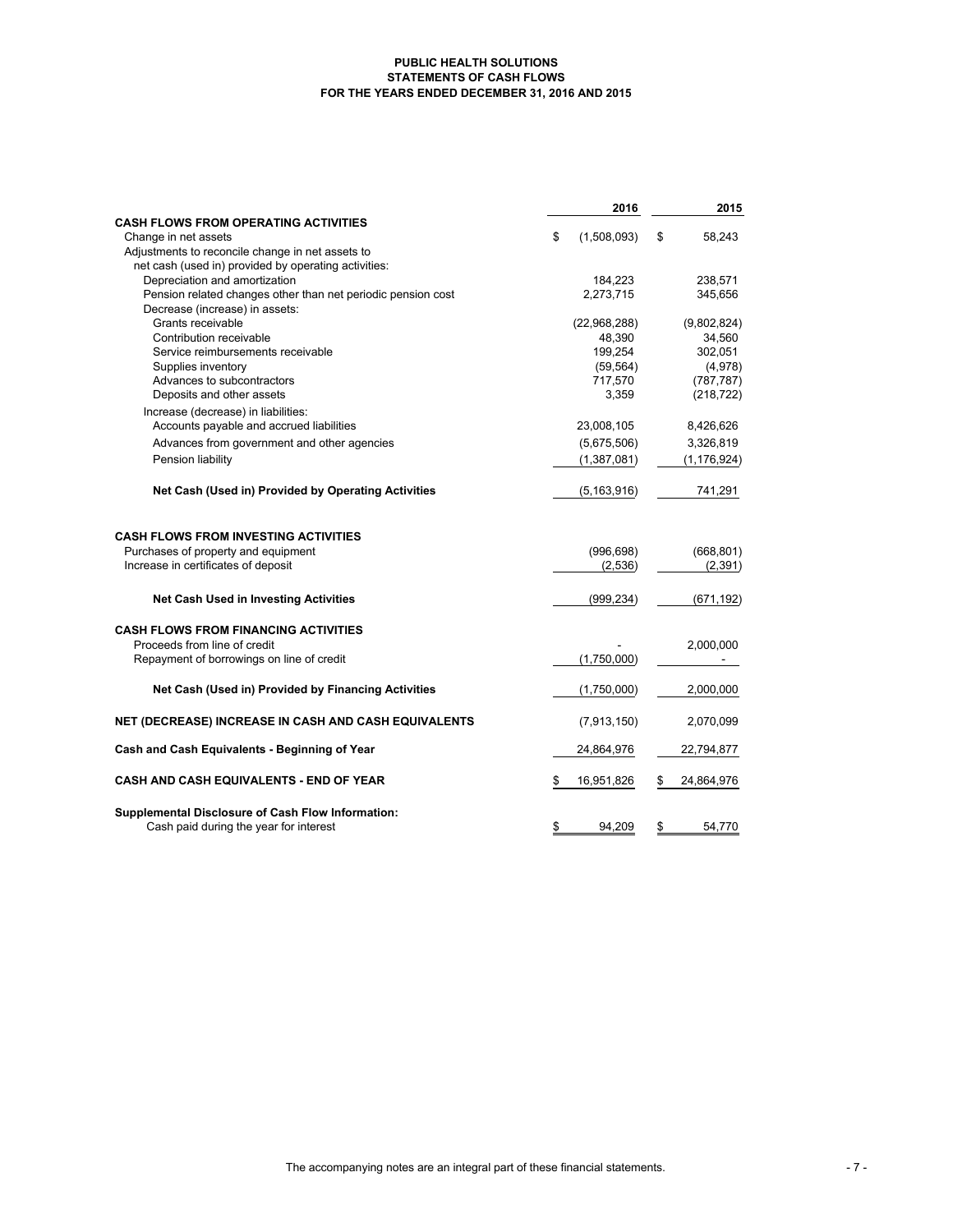# PUBLIC HEALTH SOLUTIONS
## STATEMENTS OF CASH FLOWS
### FOR THE YEARS ENDED DECEMBER 31, 2016 AND 2015

| | 2016 | 2015 |
|---|---|---|
| **CASH FLOWS FROM OPERATING ACTIVITIES** | | |
| Change in net assets | $ (1,508,093) | $ 58,243 |
| Adjustments to reconcile change in net assets to net cash (used in) provided by operating activities: | | |
| Depreciation and amortization | 184,223 | 238,571 |
| Pension related changes other than net periodic pension cost | 2,273,715 | 345,656 |
| Decrease (increase) in assets: | | |
| Grants receivable | (22,968,288) | (9,802,824) |
| Contribution receivable | 48,390 | 34,560 |
| Service reimbursements receivable | 199,254 | 302,051 |
| Supplies inventory | (59,564) | (4,978) |
| Advances to subcontractors | 717,570 | (787,787) |
| Deposits and other assets | 3,359 | (218,722) |
| Increase (decrease) in liabilities: | | |
| Accounts payable and accrued liabilities | 23,008,105 | 8,426,626 |
| Advances from government and other agencies | (5,675,506) | 3,326,819 |
| Pension liability | (1,387,081) | (1,176,924) |
| **Net Cash (Used in) Provided by Operating Activities** | (5,163,916) | 741,291 |
| **CASH FLOWS FROM INVESTING ACTIVITIES** | | |
| Purchases of property and equipment | (996,698) | (668,801) |
| Increase in certificates of deposit | (2,536) | (2,391) |
| **Net Cash Used in Investing Activities** | (999,234) | (671,192) |
| **CASH FLOWS FROM FINANCING ACTIVITIES** | | |
| Proceeds from line of credit | - | 2,000,000 |
| Repayment of borrowings on line of credit | (1,750,000) | - |
| **Net Cash (Used in) Provided by Financing Activities** | (1,750,000) | 2,000,000 |
| **NET (DECREASE) INCREASE IN CASH AND CASH EQUIVALENTS** | (7,913,150) | 2,070,099 |
| **Cash and Cash Equivalents - Beginning of Year** | 24,864,976 | 22,794,877 |
| **CASH AND CASH EQUIVALENTS - END OF YEAR** | $ 16,951,826 | $ 24,864,976 |
| **Supplemental Disclosure of Cash Flow Information:** | | |
| Cash paid during the year for interest | $ 94,209 | $ 54,770 |

The accompanying notes are an integral part of these financial statements.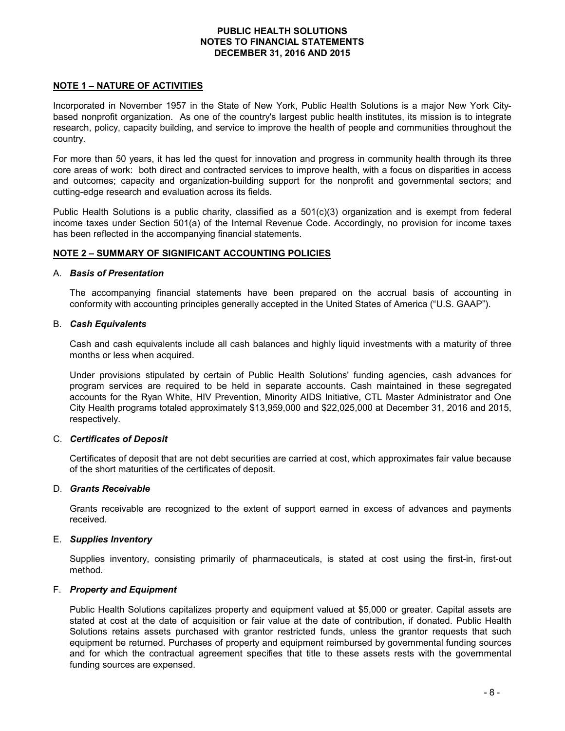# PUBLIC HEALTH SOLUTIONS
# NOTES TO FINANCIAL STATEMENTS
# DECEMBER 31, 2016 AND 2015

## NOTE 1 – NATURE OF ACTIVITIES

Incorporated in November 1957 in the State of New York, Public Health Solutions is a major New York City-based nonprofit organization. As one of the country's largest public health institutes, its mission is to integrate research, policy, capacity building, and service to improve the health of people and communities throughout the country.

For more than 50 years, it has led the quest for innovation and progress in community health through its three core areas of work: both direct and contracted services to improve health, with a focus on disparities in access and outcomes; capacity and organization-building support for the nonprofit and governmental sectors; and cutting-edge research and evaluation across its fields.

Public Health Solutions is a public charity, classified as a 501(c)(3) organization and is exempt from federal income taxes under Section 501(a) of the Internal Revenue Code. Accordingly, no provision for income taxes has been reflected in the accompanying financial statements.

## NOTE 2 – SUMMARY OF SIGNIFICANT ACCOUNTING POLICIES

### A. *Basis of Presentation*

The accompanying financial statements have been prepared on the accrual basis of accounting in conformity with accounting principles generally accepted in the United States of America ("U.S. GAAP").

### B. *Cash Equivalents*

Cash and cash equivalents include all cash balances and highly liquid investments with a maturity of three months or less when acquired.

Under provisions stipulated by certain of Public Health Solutions' funding agencies, cash advances for program services are required to be held in separate accounts. Cash maintained in these segregated accounts for the Ryan White, HIV Prevention, Minority AIDS Initiative, CTL Master Administrator and One City Health programs totaled approximately $13,959,000 and $22,025,000 at December 31, 2016 and 2015, respectively.

### C. *Certificates of Deposit*

Certificates of deposit that are not debt securities are carried at cost, which approximates fair value because of the short maturities of the certificates of deposit.

### D. *Grants Receivable*

Grants receivable are recognized to the extent of support earned in excess of advances and payments received.

### E. *Supplies Inventory*

Supplies inventory, consisting primarily of pharmaceuticals, is stated at cost using the first-in, first-out method.

### F. *Property and Equipment*

Public Health Solutions capitalizes property and equipment valued at $5,000 or greater. Capital assets are stated at cost at the date of acquisition or fair value at the date of contribution, if donated. Public Health Solutions retains assets purchased with grantor restricted funds, unless the grantor requests that such equipment be returned. Purchases of property and equipment reimbursed by governmental funding sources and for which the contractual agreement specifies that title to these assets rests with the governmental funding sources are expensed.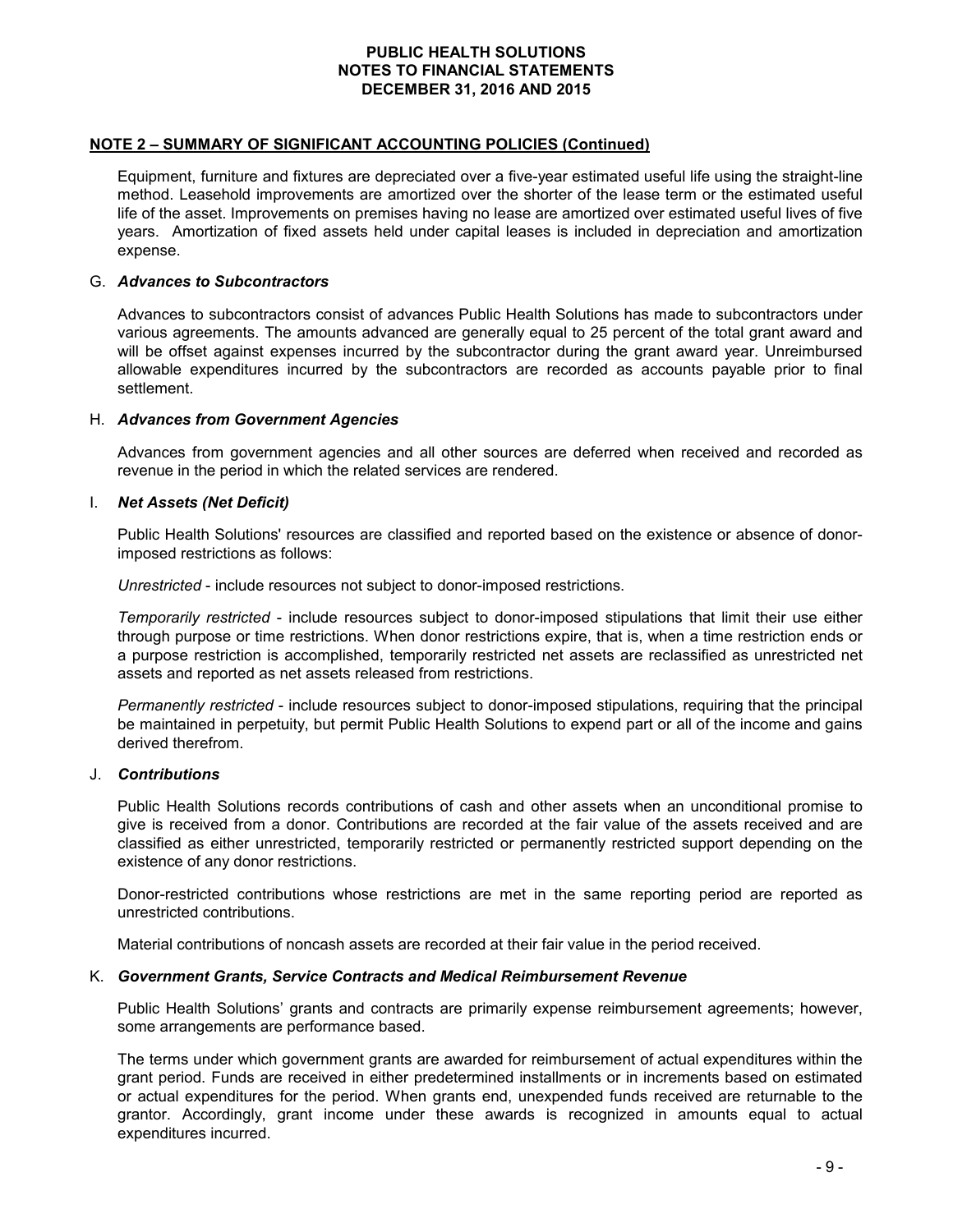## NOTE 2 – SUMMARY OF SIGNIFICANT ACCOUNTING POLICIES (Continued)

Equipment, furniture and fixtures are depreciated over a five-year estimated useful life using the straight-line method. Leasehold improvements are amortized over the shorter of the lease term or the estimated useful life of the asset. Improvements on premises having no lease are amortized over estimated useful lives of five years. Amortization of fixed assets held under capital leases is included in depreciation and amortization expense.

### G. *Advances to Subcontractors*

Advances to subcontractors consist of advances Public Health Solutions has made to subcontractors under various agreements. The amounts advanced are generally equal to 25 percent of the total grant award and will be offset against expenses incurred by the subcontractor during the grant award year. Unreimbursed allowable expenditures incurred by the subcontractors are recorded as accounts payable prior to final settlement.

### H. *Advances from Government Agencies*

Advances from government agencies and all other sources are deferred when received and recorded as revenue in the period in which the related services are rendered.

### I. *Net Assets (Net Deficit)*

Public Health Solutions' resources are classified and reported based on the existence or absence of donor-imposed restrictions as follows:

*Unrestricted* - include resources not subject to donor-imposed restrictions.

*Temporarily restricted* - include resources subject to donor-imposed stipulations that limit their use either through purpose or time restrictions. When donor restrictions expire, that is, when a time restriction ends or a purpose restriction is accomplished, temporarily restricted net assets are reclassified as unrestricted net assets and reported as net assets released from restrictions.

*Permanently restricted* - include resources subject to donor-imposed stipulations, requiring that the principal be maintained in perpetuity, but permit Public Health Solutions to expend part or all of the income and gains derived therefrom.

### J. *Contributions*

Public Health Solutions records contributions of cash and other assets when an unconditional promise to give is received from a donor. Contributions are recorded at the fair value of the assets received and are classified as either unrestricted, temporarily restricted or permanently restricted support depending on the existence of any donor restrictions.

Donor-restricted contributions whose restrictions are met in the same reporting period are reported as unrestricted contributions.

Material contributions of noncash assets are recorded at their fair value in the period received.

### K. *Government Grants, Service Contracts and Medical Reimbursement Revenue*

Public Health Solutions' grants and contracts are primarily expense reimbursement agreements; however, some arrangements are performance based.

The terms under which government grants are awarded for reimbursement of actual expenditures within the grant period. Funds are received in either predetermined installments or in increments based on estimated or actual expenditures for the period. When grants end, unexpended funds received are returnable to the grantor. Accordingly, grant income under these awards is recognized in amounts equal to actual expenditures incurred.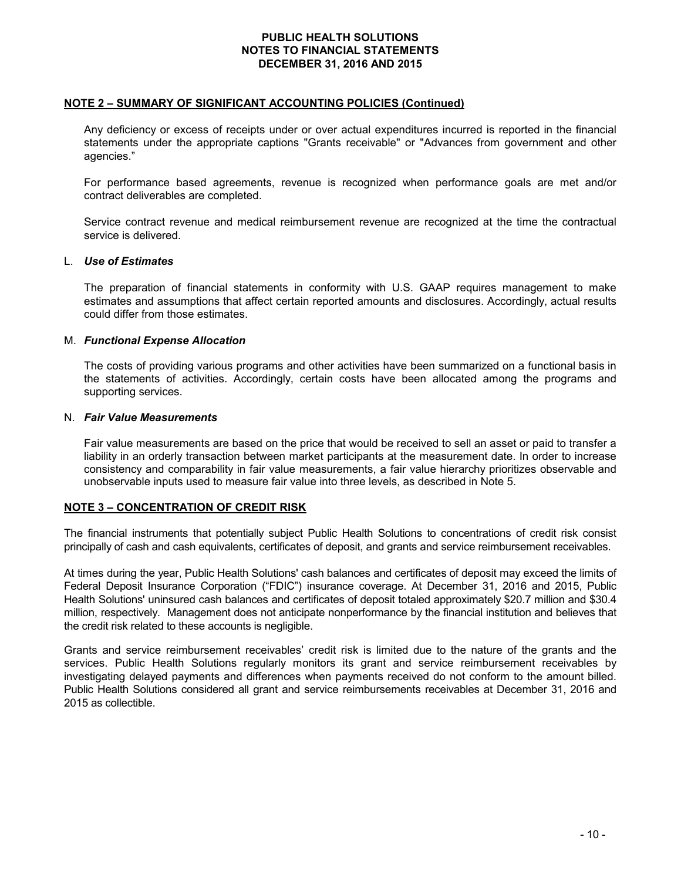## NOTE 2 – SUMMARY OF SIGNIFICANT ACCOUNTING POLICIES (Continued)

Any deficiency or excess of receipts under or over actual expenditures incurred is reported in the financial statements under the appropriate captions "Grants receivable" or "Advances from government and other agencies."

For performance based agreements, revenue is recognized when performance goals are met and/or contract deliverables are completed.

Service contract revenue and medical reimbursement revenue are recognized at the time the contractual service is delivered.

L. ***Use of Estimates***

The preparation of financial statements in conformity with U.S. GAAP requires management to make estimates and assumptions that affect certain reported amounts and disclosures. Accordingly, actual results could differ from those estimates.

M. ***Functional Expense Allocation***

The costs of providing various programs and other activities have been summarized on a functional basis in the statements of activities. Accordingly, certain costs have been allocated among the programs and supporting services.

N. ***Fair Value Measurements***

Fair value measurements are based on the price that would be received to sell an asset or paid to transfer a liability in an orderly transaction between market participants at the measurement date. In order to increase consistency and comparability in fair value measurements, a fair value hierarchy prioritizes observable and unobservable inputs used to measure fair value into three levels, as described in Note 5.

## NOTE 3 – CONCENTRATION OF CREDIT RISK

The financial instruments that potentially subject Public Health Solutions to concentrations of credit risk consist principally of cash and cash equivalents, certificates of deposit, and grants and service reimbursement receivables.

At times during the year, Public Health Solutions' cash balances and certificates of deposit may exceed the limits of Federal Deposit Insurance Corporation ("FDIC") insurance coverage. At December 31, 2016 and 2015, Public Health Solutions' uninsured cash balances and certificates of deposit totaled approximately $20.7 million and $30.4 million, respectively. Management does not anticipate nonperformance by the financial institution and believes that the credit risk related to these accounts is negligible.

Grants and service reimbursement receivables' credit risk is limited due to the nature of the grants and the services. Public Health Solutions regularly monitors its grant and service reimbursement receivables by investigating delayed payments and differences when payments received do not conform to the amount billed. Public Health Solutions considered all grant and service reimbursements receivables at December 31, 2016 and 2015 as collectible.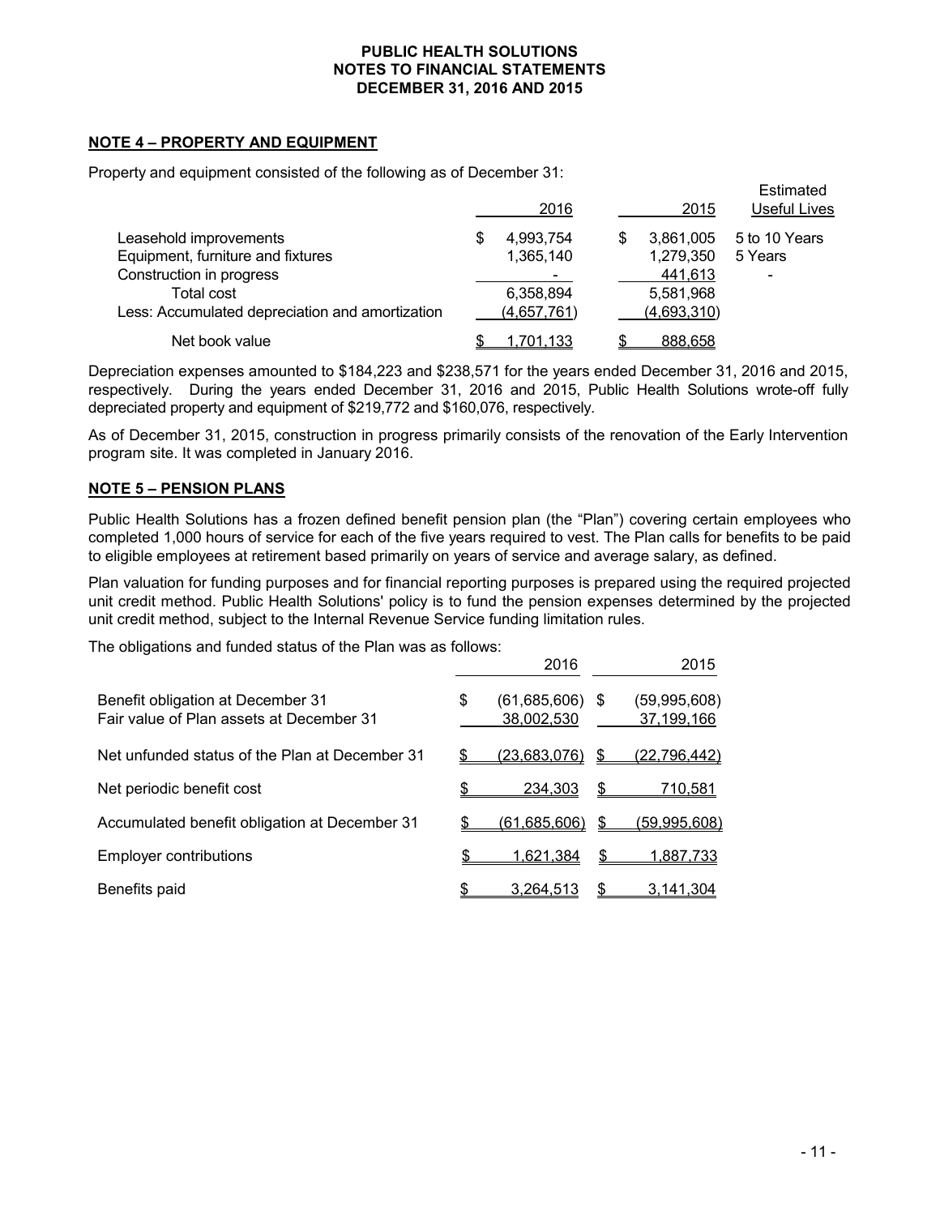## NOTE 4 – PROPERTY AND EQUIPMENT

Property and equipment consisted of the following as of December 31:

| | 2016 | 2015 | Estimated Useful Lives |
|---|---|---|---|
| Leasehold improvements | $ 4,993,754 | $ 3,861,005 | 5 to 10 Years |
| Equipment, furniture and fixtures | 1,365,140 | 1,279,350 | 5 Years |
| Construction in progress | - | 441,613 | - |
| Total cost | 6,358,894 | 5,581,968 | |
| Less: Accumulated depreciation and amortization | (4,657,761) | (4,693,310) | |
| Net book value | $ 1,701,133 | $ 888,658 | |

Depreciation expenses amounted to $184,223 and $238,571 for the years ended December 31, 2016 and 2015, respectively. During the years ended December 31, 2016 and 2015, Public Health Solutions wrote-off fully depreciated property and equipment of $219,772 and $160,076, respectively.

As of December 31, 2015, construction in progress primarily consists of the renovation of the Early Intervention program site. It was completed in January 2016.

## NOTE 5 – PENSION PLANS

Public Health Solutions has a frozen defined benefit pension plan (the "Plan") covering certain employees who completed 1,000 hours of service for each of the five years required to vest. The Plan calls for benefits to be paid to eligible employees at retirement based primarily on years of service and average salary, as defined.

Plan valuation for funding purposes and for financial reporting purposes is prepared using the required projected unit credit method. Public Health Solutions' policy is to fund the pension expenses determined by the projected unit credit method, subject to the Internal Revenue Service funding limitation rules.

The obligations and funded status of the Plan was as follows:

| | 2016 | 2015 |
|---|---|---|
| Benefit obligation at December 31 | $ (61,685,606) | $ (59,995,608) |
| Fair value of Plan assets at December 31 | 38,002,530 | 37,199,166 |
| Net unfunded status of the Plan at December 31 | $ (23,683,076) | $ (22,796,442) |
| Net periodic benefit cost | $ 234,303 | $ 710,581 |
| Accumulated benefit obligation at December 31 | $ (61,685,606) | $ (59,995,608) |
| Employer contributions | $ 1,621,384 | $ 1,887,733 |
| Benefits paid | $ 3,264,513 | $ 3,141,304 |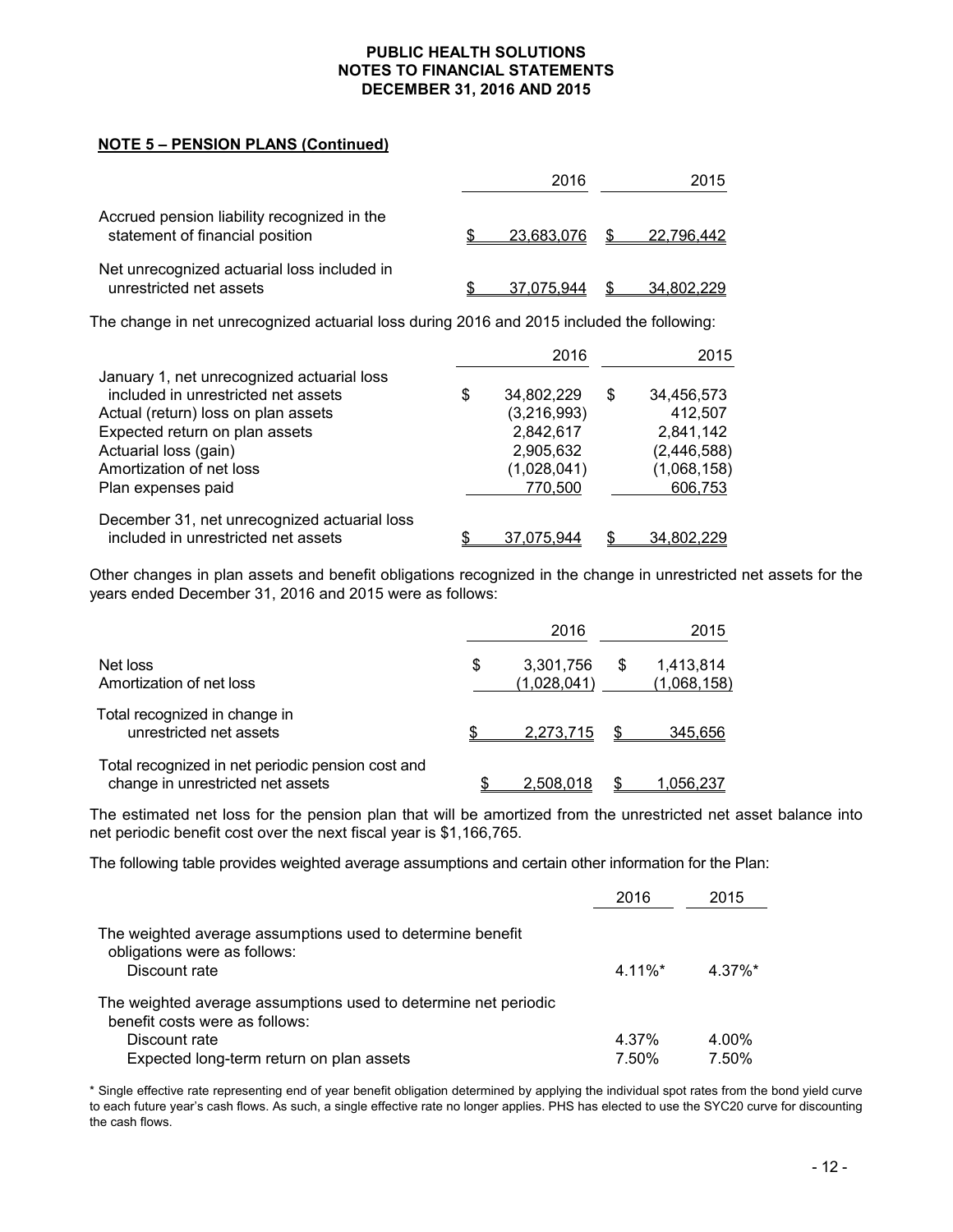**NOTE 5 – PENSION PLANS (Continued)**

| | 2016 | 2015 |
|---|---|---|
| Accrued pension liability recognized in the statement of financial position | $ 23,683,076 | $ 22,796,442 |
| Net unrecognized actuarial loss included in unrestricted net assets | $ 37,075,944 | $ 34,802,229 |

The change in net unrecognized actuarial loss during 2016 and 2015 included the following:

| | 2016 | 2015 |
|---|---|---|
| January 1, net unrecognized actuarial loss included in unrestricted net assets | $ 34,802,229 | $ 34,456,573 |
| Actual (return) loss on plan assets | (3,216,993) | 412,507 |
| Expected return on plan assets | 2,842,617 | 2,841,142 |
| Actuarial loss (gain) | 2,905,632 | (2,446,588) |
| Amortization of net loss | (1,028,041) | (1,068,158) |
| Plan expenses paid | 770,500 | 606,753 |
| December 31, net unrecognized actuarial loss included in unrestricted net assets | $ 37,075,944 | $ 34,802,229 |

Other changes in plan assets and benefit obligations recognized in the change in unrestricted net assets for the years ended December 31, 2016 and 2015 were as follows:

| | 2016 | 2015 |
|---|---|---|
| Net loss | $ 3,301,756 | $ 1,413,814 |
| Amortization of net loss | (1,028,041) | (1,068,158) |
| Total recognized in change in unrestricted net assets | $ 2,273,715 | $ 345,656 |
| Total recognized in net periodic pension cost and change in unrestricted net assets | $ 2,508,018 | $ 1,056,237 |

The estimated net loss for the pension plan that will be amortized from the unrestricted net asset balance into net periodic benefit cost over the next fiscal year is $1,166,765.

The following table provides weighted average assumptions and certain other information for the Plan:

| | 2016 | 2015 |
|---|---|---|
| The weighted average assumptions used to determine benefit obligations were as follows: | | |
| Discount rate | 4.11%* | 4.37%* |
| The weighted average assumptions used to determine net periodic benefit costs were as follows: | | |
| Discount rate | 4.37% | 4.00% |
| Expected long-term return on plan assets | 7.50% | 7.50% |

* Single effective rate representing end of year benefit obligation determined by applying the individual spot rates from the bond yield curve to each future year's cash flows. As such, a single effective rate no longer applies. PHS has elected to use the SYC20 curve for discounting the cash flows.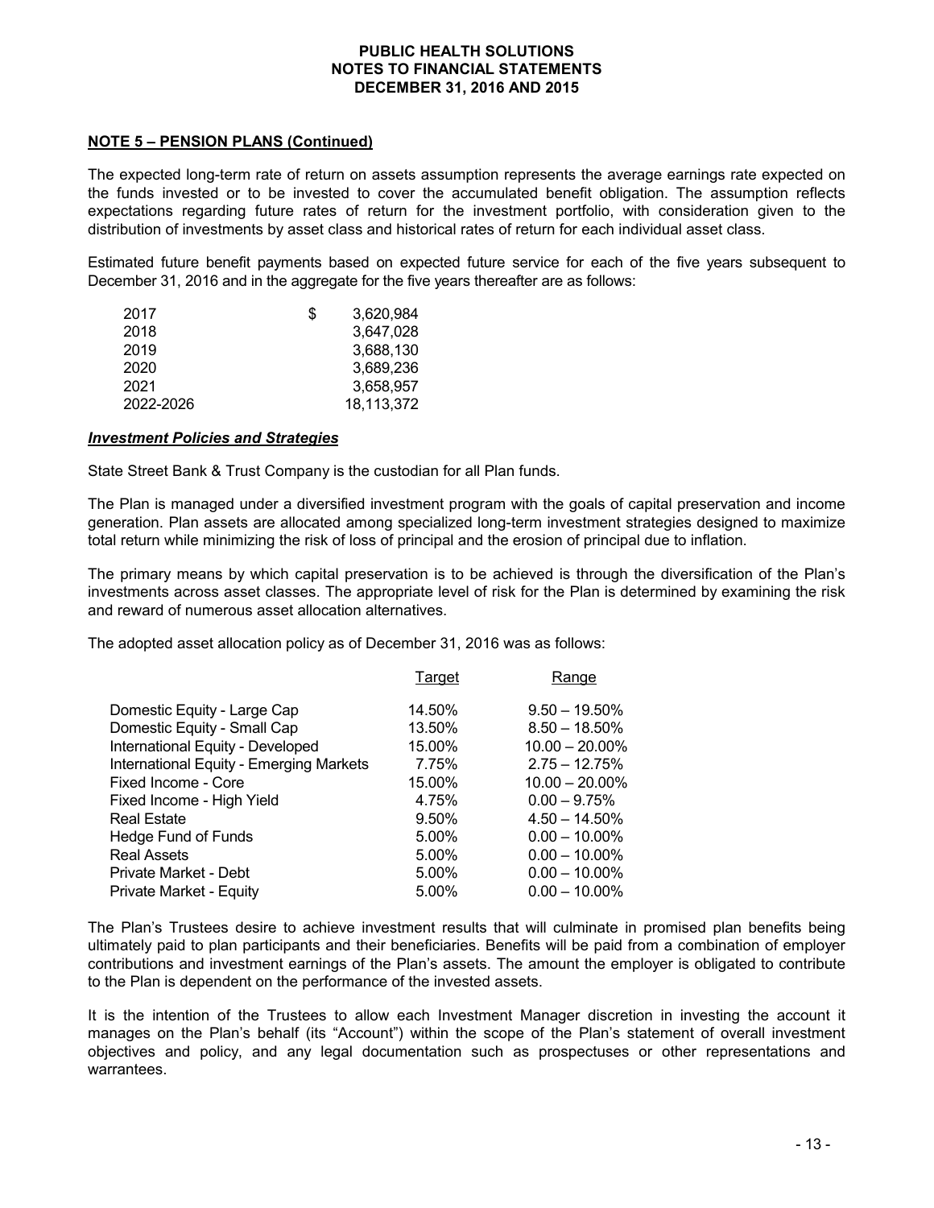## NOTE 5 – PENSION PLANS (Continued)

The expected long-term rate of return on assets assumption represents the average earnings rate expected on the funds invested or to be invested to cover the accumulated benefit obligation. The assumption reflects expectations regarding future rates of return for the investment portfolio, with consideration given to the distribution of investments by asset class and historical rates of return for each individual asset class.

Estimated future benefit payments based on expected future service for each of the five years subsequent to December 31, 2016 and in the aggregate for the five years thereafter are as follows:

| | |
|---|---|
| 2017 | $ 3,620,984 |
| 2018 | 3,647,028 |
| 2019 | 3,688,130 |
| 2020 | 3,689,236 |
| 2021 | 3,658,957 |
| 2022-2026 | 18,113,372 |

### *Investment Policies and Strategies*

State Street Bank & Trust Company is the custodian for all Plan funds.

The Plan is managed under a diversified investment program with the goals of capital preservation and income generation. Plan assets are allocated among specialized long-term investment strategies designed to maximize total return while minimizing the risk of loss of principal and the erosion of principal due to inflation.

The primary means by which capital preservation is to be achieved is through the diversification of the Plan's investments across asset classes. The appropriate level of risk for the Plan is determined by examining the risk and reward of numerous asset allocation alternatives.

The adopted asset allocation policy as of December 31, 2016 was as follows:

| | Target | Range |
|---|---|---|
| Domestic Equity - Large Cap | 14.50% | 9.50 – 19.50% |
| Domestic Equity - Small Cap | 13.50% | 8.50 – 18.50% |
| International Equity - Developed | 15.00% | 10.00 – 20.00% |
| International Equity - Emerging Markets | 7.75% | 2.75 – 12.75% |
| Fixed Income - Core | 15.00% | 10.00 – 20.00% |
| Fixed Income - High Yield | 4.75% | 0.00 – 9.75% |
| Real Estate | 9.50% | 4.50 – 14.50% |
| Hedge Fund of Funds | 5.00% | 0.00 – 10.00% |
| Real Assets | 5.00% | 0.00 – 10.00% |
| Private Market - Debt | 5.00% | 0.00 – 10.00% |
| Private Market - Equity | 5.00% | 0.00 – 10.00% |

The Plan's Trustees desire to achieve investment results that will culminate in promised plan benefits being ultimately paid to plan participants and their beneficiaries. Benefits will be paid from a combination of employer contributions and investment earnings of the Plan's assets. The amount the employer is obligated to contribute to the Plan is dependent on the performance of the invested assets.

It is the intention of the Trustees to allow each Investment Manager discretion in investing the account it manages on the Plan's behalf (its "Account") within the scope of the Plan's statement of overall investment objectives and policy, and any legal documentation such as prospectuses or other representations and warrantees.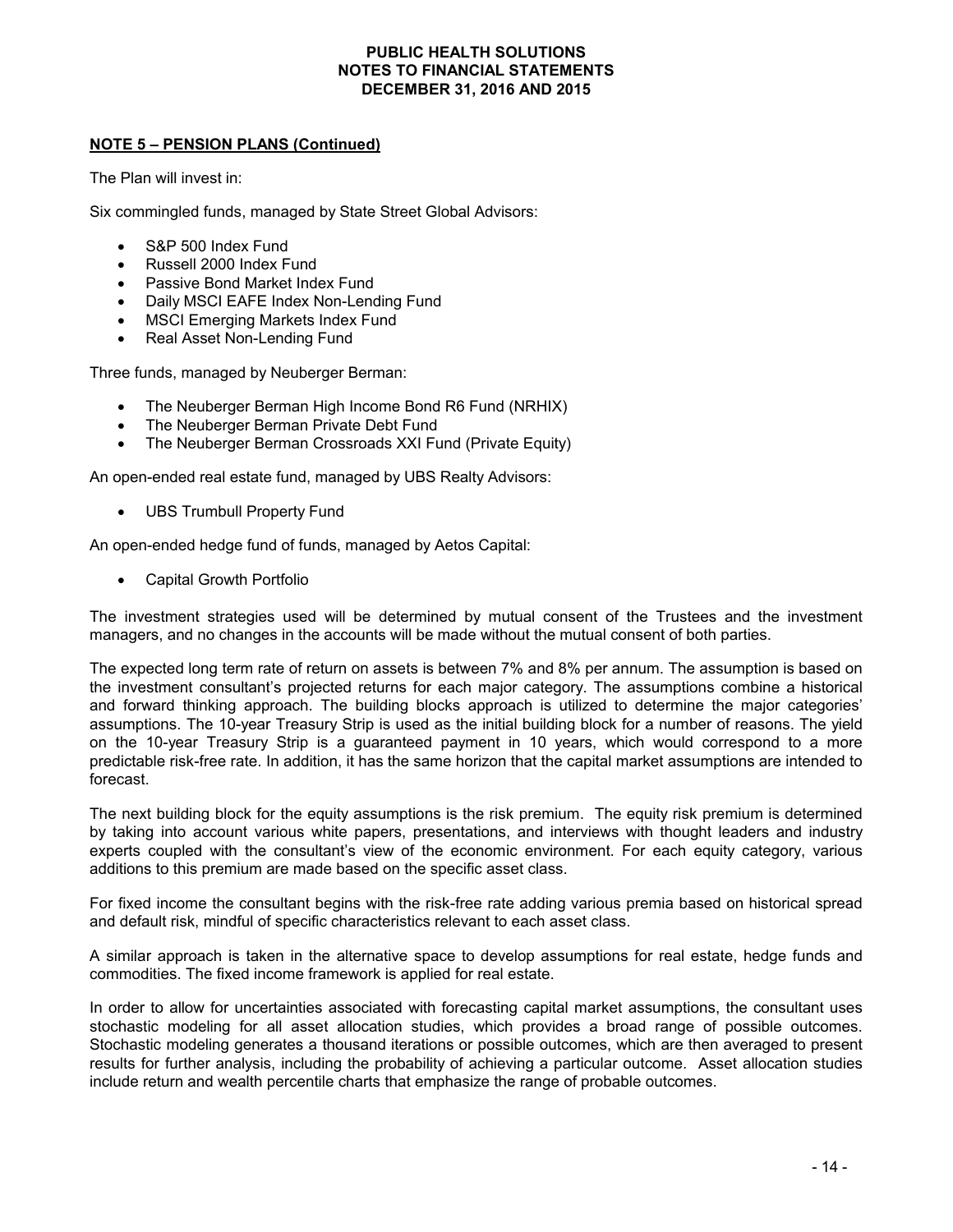**NOTE 5 – PENSION PLANS (Continued)**

The Plan will invest in:

Six commingled funds, managed by State Street Global Advisors:

- S&P 500 Index Fund
- Russell 2000 Index Fund
- Passive Bond Market Index Fund
- Daily MSCI EAFE Index Non-Lending Fund
- MSCI Emerging Markets Index Fund
- Real Asset Non-Lending Fund

Three funds, managed by Neuberger Berman:

- The Neuberger Berman High Income Bond R6 Fund (NRHIX)
- The Neuberger Berman Private Debt Fund
- The Neuberger Berman Crossroads XXI Fund (Private Equity)

An open-ended real estate fund, managed by UBS Realty Advisors:

- UBS Trumbull Property Fund

An open-ended hedge fund of funds, managed by Aetos Capital:

- Capital Growth Portfolio

The investment strategies used will be determined by mutual consent of the Trustees and the investment managers, and no changes in the accounts will be made without the mutual consent of both parties.

The expected long term rate of return on assets is between 7% and 8% per annum. The assumption is based on the investment consultant's projected returns for each major category. The assumptions combine a historical and forward thinking approach. The building blocks approach is utilized to determine the major categories' assumptions. The 10-year Treasury Strip is used as the initial building block for a number of reasons. The yield on the 10-year Treasury Strip is a guaranteed payment in 10 years, which would correspond to a more predictable risk-free rate. In addition, it has the same horizon that the capital market assumptions are intended to forecast.

The next building block for the equity assumptions is the risk premium. The equity risk premium is determined by taking into account various white papers, presentations, and interviews with thought leaders and industry experts coupled with the consultant's view of the economic environment. For each equity category, various additions to this premium are made based on the specific asset class.

For fixed income the consultant begins with the risk-free rate adding various premia based on historical spread and default risk, mindful of specific characteristics relevant to each asset class.

A similar approach is taken in the alternative space to develop assumptions for real estate, hedge funds and commodities. The fixed income framework is applied for real estate.

In order to allow for uncertainties associated with forecasting capital market assumptions, the consultant uses stochastic modeling for all asset allocation studies, which provides a broad range of possible outcomes. Stochastic modeling generates a thousand iterations or possible outcomes, which are then averaged to present results for further analysis, including the probability of achieving a particular outcome. Asset allocation studies include return and wealth percentile charts that emphasize the range of probable outcomes.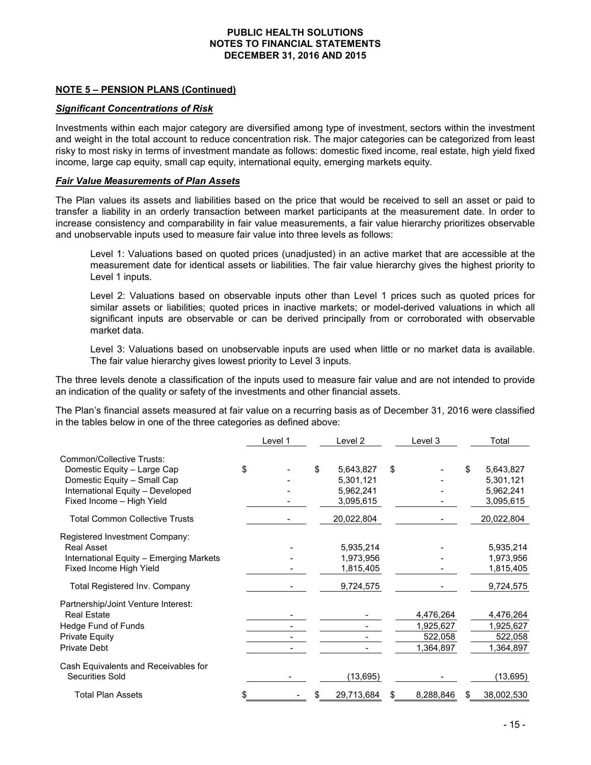**NOTE 5 – PENSION PLANS (Continued)**

***Significant Concentrations of Risk***

Investments within each major category are diversified among type of investment, sectors within the investment and weight in the total account to reduce concentration risk. The major categories can be categorized from least risky to most risky in terms of investment mandate as follows: domestic fixed income, real estate, high yield fixed income, large cap equity, small cap equity, international equity, emerging markets equity.

***Fair Value Measurements of Plan Assets***

The Plan values its assets and liabilities based on the price that would be received to sell an asset or paid to transfer a liability in an orderly transaction between market participants at the measurement date. In order to increase consistency and comparability in fair value measurements, a fair value hierarchy prioritizes observable and unobservable inputs used to measure fair value into three levels as follows:

Level 1: Valuations based on quoted prices (unadjusted) in an active market that are accessible at the measurement date for identical assets or liabilities. The fair value hierarchy gives the highest priority to Level 1 inputs.

Level 2: Valuations based on observable inputs other than Level 1 prices such as quoted prices for similar assets or liabilities; quoted prices in inactive markets; or model-derived valuations in which all significant inputs are observable or can be derived principally from or corroborated with observable market data.

Level 3: Valuations based on unobservable inputs are used when little or no market data is available. The fair value hierarchy gives lowest priority to Level 3 inputs.

The three levels denote a classification of the inputs used to measure fair value and are not intended to provide an indication of the quality or safety of the investments and other financial assets.

The Plan's financial assets measured at fair value on a recurring basis as of December 31, 2016 were classified in the tables below in one of the three categories as defined above:

| | Level 1 | Level 2 | Level 3 | Total |
|---|---|---|---|---|
| Common/Collective Trusts: | | | | |
| Domestic Equity – Large Cap | $ - | $ 5,643,827 | $ - | $ 5,643,827 |
| Domestic Equity – Small Cap | - | 5,301,121 | - | 5,301,121 |
| International Equity – Developed | - | 5,962,241 | - | 5,962,241 |
| Fixed Income – High Yield | - | 3,095,615 | - | 3,095,615 |
| Total Common Collective Trusts | - | 20,022,804 | - | 20,022,804 |
| Registered Investment Company: | | | | |
| Real Asset | - | 5,935,214 | - | 5,935,214 |
| International Equity – Emerging Markets | - | 1,973,956 | - | 1,973,956 |
| Fixed Income High Yield | - | 1,815,405 | - | 1,815,405 |
| Total Registered Inv. Company | - | 9,724,575 | - | 9,724,575 |
| Partnership/Joint Venture Interest: | | | | |
| Real Estate | - | - | 4,476,264 | 4,476,264 |
| Hedge Fund of Funds | - | - | 1,925,627 | 1,925,627 |
| Private Equity | - | - | 522,058 | 522,058 |
| Private Debt | - | - | 1,364,897 | 1,364,897 |
| Cash Equivalents and Receivables for Securities Sold | - | (13,695) | - | (13,695) |
| Total Plan Assets | $ - | $ 29,713,684 | $ 8,288,846 | $ 38,002,530 |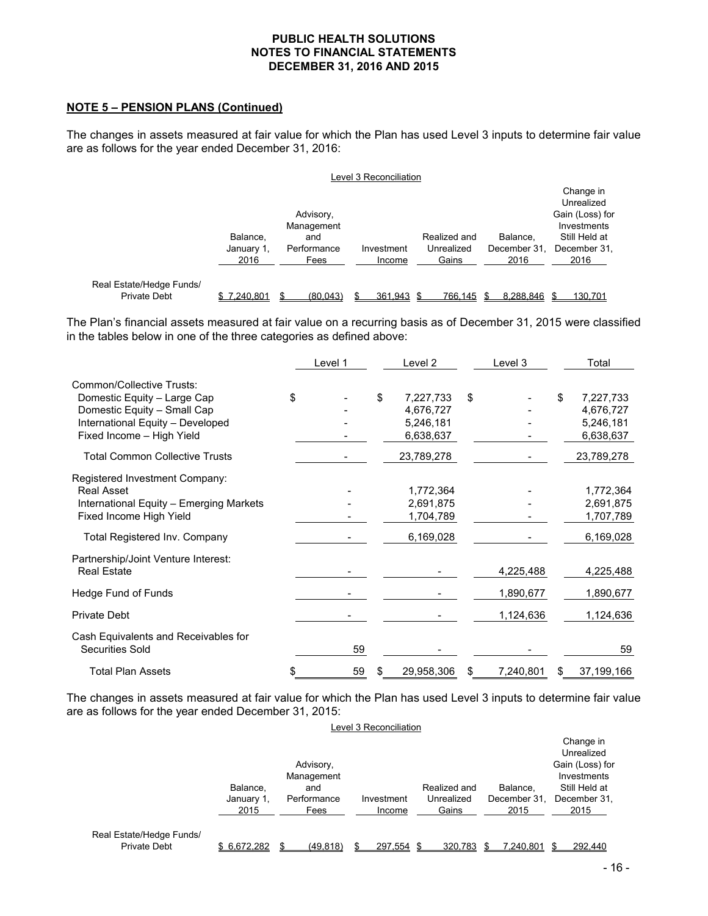**PUBLIC HEALTH SOLUTIONS**
**NOTES TO FINANCIAL STATEMENTS**
**DECEMBER 31, 2016 AND 2015**

**NOTE 5 – PENSION PLANS (Continued)**

The changes in assets measured at fair value for which the Plan has used Level 3 inputs to determine fair value are as follows for the year ended December 31, 2016:

Level 3 Reconciliation

| | Balance, January 1, 2016 | Advisory, Management and Performance Fees | Investment Income | Realized and Unrealized Gains | Balance, December 31, 2016 | Change in Unrealized Gain (Loss) for Investments Still Held at December 31, 2016 |
|---|---|---|---|---|---|---|
| Real Estate/Hedge Funds/ Private Debt | $ 7,240,801 | $ (80,043) | $ 361,943 | $ 766,145 | $ 8,288,846 | $ 130,701 |

The Plan's financial assets measured at fair value on a recurring basis as of December 31, 2015 were classified in the tables below in one of the three categories as defined above:

| | Level 1 | Level 2 | Level 3 | Total |
|---|---|---|---|---|
| Common/Collective Trusts: | | | | |
| Domestic Equity – Large Cap | $ - | $ 7,227,733 | $ - | $ 7,227,733 |
| Domestic Equity – Small Cap | - | 4,676,727 | - | 4,676,727 |
| International Equity – Developed | - | 5,246,181 | - | 5,246,181 |
| Fixed Income – High Yield | - | 6,638,637 | - | 6,638,637 |
| Total Common Collective Trusts | - | 23,789,278 | - | 23,789,278 |
| Registered Investment Company: | | | | |
| Real Asset | - | 1,772,364 | - | 1,772,364 |
| International Equity – Emerging Markets | - | 2,691,875 | - | 2,691,875 |
| Fixed Income High Yield | - | 1,704,789 | - | 1,707,789 |
| Total Registered Inv. Company | - | 6,169,028 | - | 6,169,028 |
| Partnership/Joint Venture Interest: | | | | |
| Real Estate | - | - | 4,225,488 | 4,225,488 |
| Hedge Fund of Funds | - | - | 1,890,677 | 1,890,677 |
| Private Debt | - | - | 1,124,636 | 1,124,636 |
| Cash Equivalents and Receivables for Securities Sold | 59 | - | - | 59 |
| Total Plan Assets | $ 59 | $ 29,958,306 | $ 7,240,801 | $ 37,199,166 |

The changes in assets measured at fair value for which the Plan has used Level 3 inputs to determine fair value are as follows for the year ended December 31, 2015:

Level 3 Reconciliation

| | Balance, January 1, 2015 | Advisory, Management and Performance Fees | Investment Income | Realized and Unrealized Gains | Balance, December 31, 2015 | Change in Unrealized Gain (Loss) for Investments Still Held at December 31, 2015 |
|---|---|---|---|---|---|---|
| Real Estate/Hedge Funds/ Private Debt | $ 6,672,282 | $ (49,818) | $ 297,554 | $ 320,783 | $ 7,240,801 | $ 292,440 |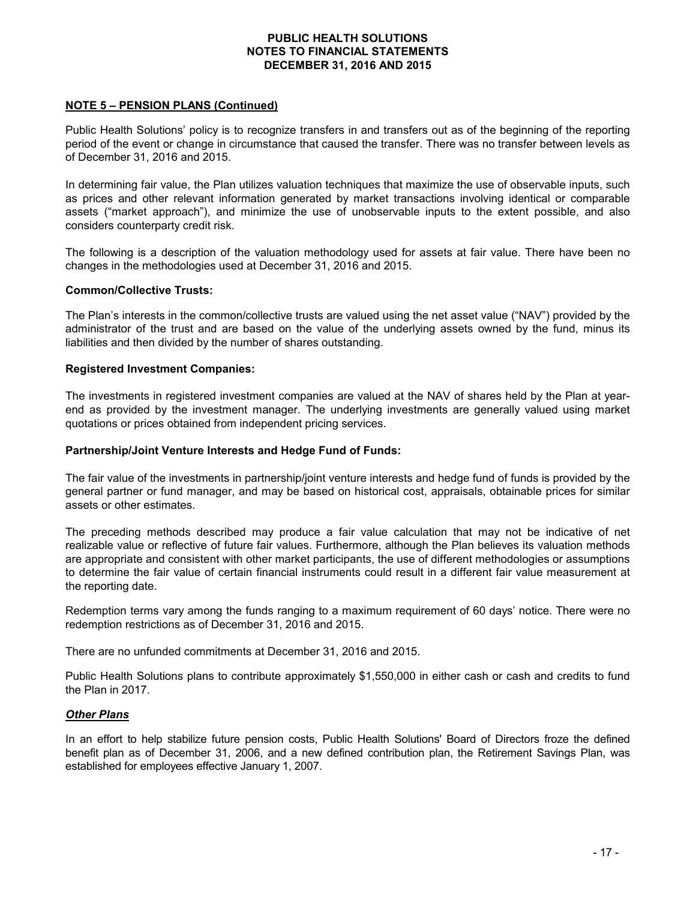**NOTE 5 – PENSION PLANS (Continued)**

Public Health Solutions' policy is to recognize transfers in and transfers out as of the beginning of the reporting period of the event or change in circumstance that caused the transfer. There was no transfer between levels as of December 31, 2016 and 2015.

In determining fair value, the Plan utilizes valuation techniques that maximize the use of observable inputs, such as prices and other relevant information generated by market transactions involving identical or comparable assets ("market approach"), and minimize the use of unobservable inputs to the extent possible, and also considers counterparty credit risk.

The following is a description of the valuation methodology used for assets at fair value. There have been no changes in the methodologies used at December 31, 2016 and 2015.

**Common/Collective Trusts:**

The Plan's interests in the common/collective trusts are valued using the net asset value ("NAV") provided by the administrator of the trust and are based on the value of the underlying assets owned by the fund, minus its liabilities and then divided by the number of shares outstanding.

**Registered Investment Companies:**

The investments in registered investment companies are valued at the NAV of shares held by the Plan at year-end as provided by the investment manager. The underlying investments are generally valued using market quotations or prices obtained from independent pricing services.

**Partnership/Joint Venture Interests and Hedge Fund of Funds:**

The fair value of the investments in partnership/joint venture interests and hedge fund of funds is provided by the general partner or fund manager, and may be based on historical cost, appraisals, obtainable prices for similar assets or other estimates.

The preceding methods described may produce a fair value calculation that may not be indicative of net realizable value or reflective of future fair values. Furthermore, although the Plan believes its valuation methods are appropriate and consistent with other market participants, the use of different methodologies or assumptions to determine the fair value of certain financial instruments could result in a different fair value measurement at the reporting date.

Redemption terms vary among the funds ranging to a maximum requirement of 60 days' notice. There were no redemption restrictions as of December 31, 2016 and 2015.

There are no unfunded commitments at December 31, 2016 and 2015.

Public Health Solutions plans to contribute approximately $1,550,000 in either cash or cash and credits to fund the Plan in 2017.

***Other Plans***

In an effort to help stabilize future pension costs, Public Health Solutions' Board of Directors froze the defined benefit plan as of December 31, 2006, and a new defined contribution plan, the Retirement Savings Plan, was established for employees effective January 1, 2007.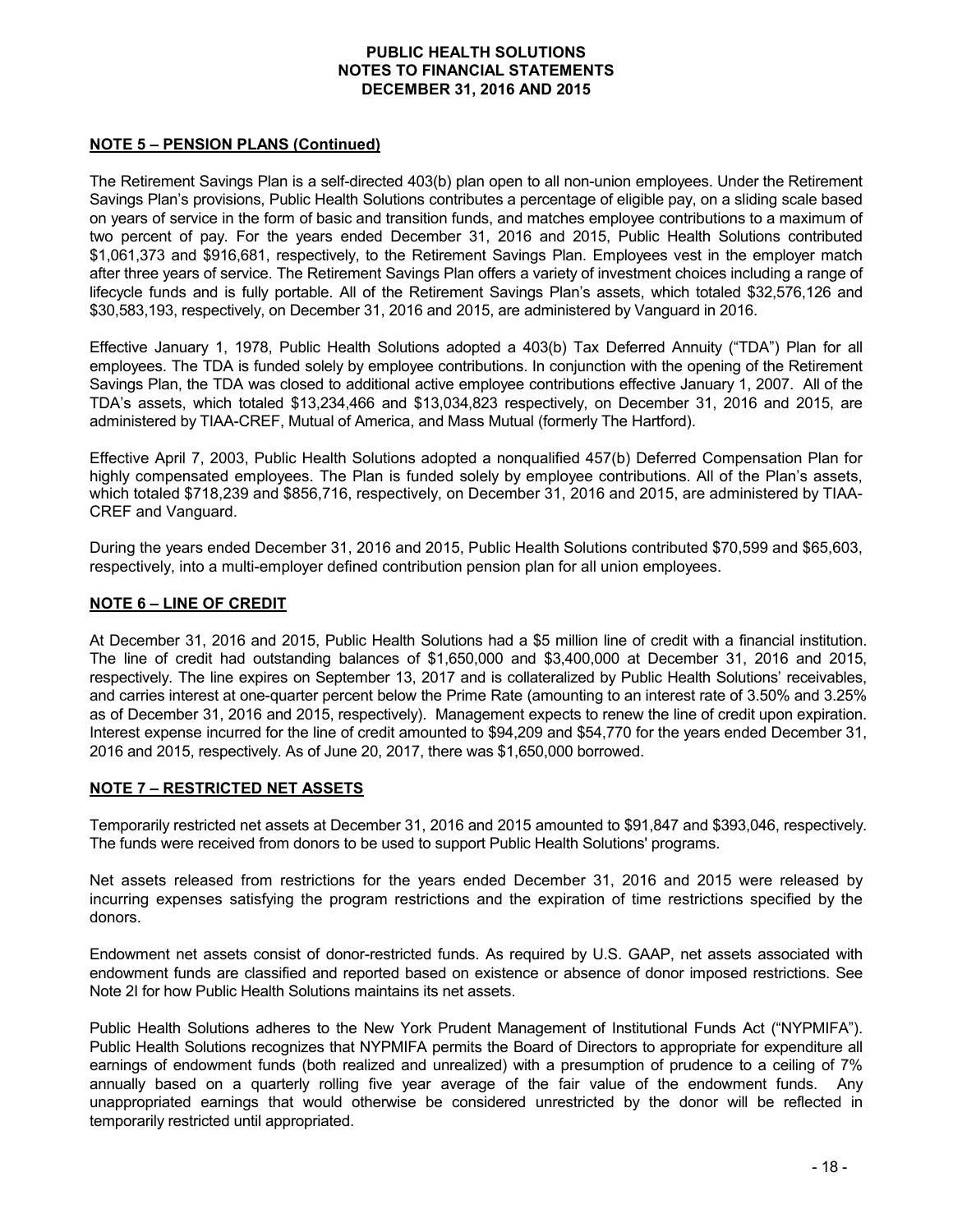## NOTE 5 – PENSION PLANS (Continued)

The Retirement Savings Plan is a self-directed 403(b) plan open to all non-union employees. Under the Retirement Savings Plan's provisions, Public Health Solutions contributes a percentage of eligible pay, on a sliding scale based on years of service in the form of basic and transition funds, and matches employee contributions to a maximum of two percent of pay. For the years ended December 31, 2016 and 2015, Public Health Solutions contributed $1,061,373 and $916,681, respectively, to the Retirement Savings Plan. Employees vest in the employer match after three years of service. The Retirement Savings Plan offers a variety of investment choices including a range of lifecycle funds and is fully portable. All of the Retirement Savings Plan's assets, which totaled $32,576,126 and $30,583,193, respectively, on December 31, 2016 and 2015, are administered by Vanguard in 2016.

Effective January 1, 1978, Public Health Solutions adopted a 403(b) Tax Deferred Annuity ("TDA") Plan for all employees. The TDA is funded solely by employee contributions. In conjunction with the opening of the Retirement Savings Plan, the TDA was closed to additional active employee contributions effective January 1, 2007. All of the TDA's assets, which totaled $13,234,466 and $13,034,823 respectively, on December 31, 2016 and 2015, are administered by TIAA-CREF, Mutual of America, and Mass Mutual (formerly The Hartford).

Effective April 7, 2003, Public Health Solutions adopted a nonqualified 457(b) Deferred Compensation Plan for highly compensated employees. The Plan is funded solely by employee contributions. All of the Plan's assets, which totaled $718,239 and $856,716, respectively, on December 31, 2016 and 2015, are administered by TIAA-CREF and Vanguard.

During the years ended December 31, 2016 and 2015, Public Health Solutions contributed $70,599 and $65,603, respectively, into a multi-employer defined contribution pension plan for all union employees.

## NOTE 6 – LINE OF CREDIT

At December 31, 2016 and 2015, Public Health Solutions had a $5 million line of credit with a financial institution. The line of credit had outstanding balances of $1,650,000 and $3,400,000 at December 31, 2016 and 2015, respectively. The line expires on September 13, 2017 and is collateralized by Public Health Solutions' receivables, and carries interest at one-quarter percent below the Prime Rate (amounting to an interest rate of 3.50% and 3.25% as of December 31, 2016 and 2015, respectively). Management expects to renew the line of credit upon expiration. Interest expense incurred for the line of credit amounted to $94,209 and $54,770 for the years ended December 31, 2016 and 2015, respectively. As of June 20, 2017, there was $1,650,000 borrowed.

## NOTE 7 – RESTRICTED NET ASSETS

Temporarily restricted net assets at December 31, 2016 and 2015 amounted to $91,847 and $393,046, respectively. The funds were received from donors to be used to support Public Health Solutions' programs.

Net assets released from restrictions for the years ended December 31, 2016 and 2015 were released by incurring expenses satisfying the program restrictions and the expiration of time restrictions specified by the donors.

Endowment net assets consist of donor-restricted funds. As required by U.S. GAAP, net assets associated with endowment funds are classified and reported based on existence or absence of donor imposed restrictions. See Note 2I for how Public Health Solutions maintains its net assets.

Public Health Solutions adheres to the New York Prudent Management of Institutional Funds Act ("NYPMIFA"). Public Health Solutions recognizes that NYPMIFA permits the Board of Directors to appropriate for expenditure all earnings of endowment funds (both realized and unrealized) with a presumption of prudence to a ceiling of 7% annually based on a quarterly rolling five year average of the fair value of the endowment funds. Any unappropriated earnings that would otherwise be considered unrestricted by the donor will be reflected in temporarily restricted until appropriated.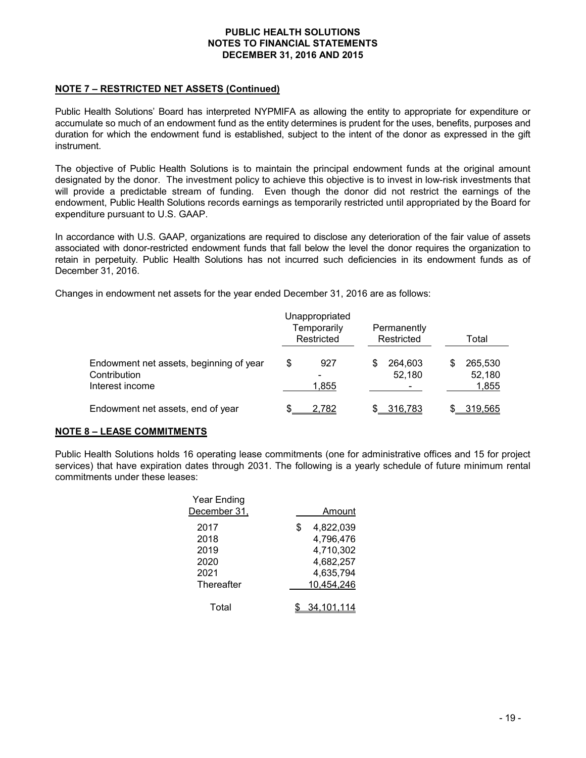## NOTE 7 – RESTRICTED NET ASSETS (Continued)

Public Health Solutions' Board has interpreted NYPMIFA as allowing the entity to appropriate for expenditure or accumulate so much of an endowment fund as the entity determines is prudent for the uses, benefits, purposes and duration for which the endowment fund is established, subject to the intent of the donor as expressed in the gift instrument.

The objective of Public Health Solutions is to maintain the principal endowment funds at the original amount designated by the donor. The investment policy to achieve this objective is to invest in low-risk investments that will provide a predictable stream of funding. Even though the donor did not restrict the earnings of the endowment, Public Health Solutions records earnings as temporarily restricted until appropriated by the Board for expenditure pursuant to U.S. GAAP.

In accordance with U.S. GAAP, organizations are required to disclose any deterioration of the fair value of assets associated with donor-restricted endowment funds that fall below the level the donor requires the organization to retain in perpetuity. Public Health Solutions has not incurred such deficiencies in its endowment funds as of December 31, 2016.

Changes in endowment net assets for the year ended December 31, 2016 are as follows:

| | Unappropriated Temporarily Restricted | Permanently Restricted | Total |
|---|---|---|---|
| Endowment net assets, beginning of year | $ 927 | $ 264,603 | $ 265,530 |
| Contribution | - | 52,180 | 52,180 |
| Interest income | 1,855 | - | 1,855 |
| Endowment net assets, end of year | $ 2,782 | $ 316,783 | $ 319,565 |

## NOTE 8 – LEASE COMMITMENTS

Public Health Solutions holds 16 operating lease commitments (one for administrative offices and 15 for project services) that have expiration dates through 2031. The following is a yearly schedule of future minimum rental commitments under these leases:

| Year Ending December 31, | Amount |
|---|---|
| 2017 | $ 4,822,039 |
| 2018 | 4,796,476 |
| 2019 | 4,710,302 |
| 2020 | 4,682,257 |
| 2021 | 4,635,794 |
| Thereafter | 10,454,246 |
| Total | $ 34,101,114 |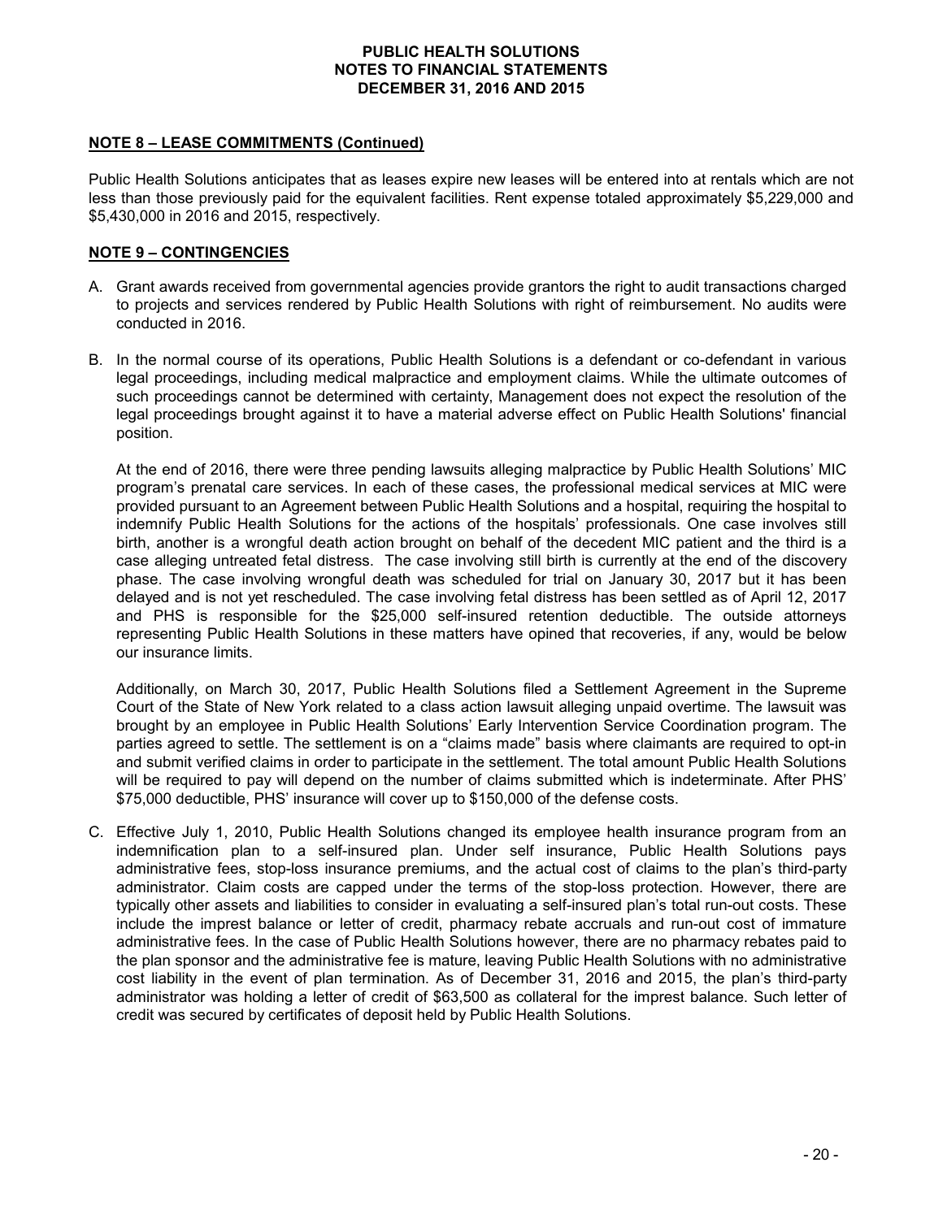## NOTE 8 – LEASE COMMITMENTS (Continued)

Public Health Solutions anticipates that as leases expire new leases will be entered into at rentals which are not less than those previously paid for the equivalent facilities. Rent expense totaled approximately $5,229,000 and $5,430,000 in 2016 and 2015, respectively.

## NOTE 9 – CONTINGENCIES

A. Grant awards received from governmental agencies provide grantors the right to audit transactions charged to projects and services rendered by Public Health Solutions with right of reimbursement. No audits were conducted in 2016.

B. In the normal course of its operations, Public Health Solutions is a defendant or co-defendant in various legal proceedings, including medical malpractice and employment claims. While the ultimate outcomes of such proceedings cannot be determined with certainty, Management does not expect the resolution of the legal proceedings brought against it to have a material adverse effect on Public Health Solutions' financial position.

   At the end of 2016, there were three pending lawsuits alleging malpractice by Public Health Solutions' MIC program's prenatal care services. In each of these cases, the professional medical services at MIC were provided pursuant to an Agreement between Public Health Solutions and a hospital, requiring the hospital to indemnify Public Health Solutions for the actions of the hospitals' professionals. One case involves still birth, another is a wrongful death action brought on behalf of the decedent MIC patient and the third is a case alleging untreated fetal distress. The case involving still birth is currently at the end of the discovery phase. The case involving wrongful death was scheduled for trial on January 30, 2017 but it has been delayed and is not yet rescheduled. The case involving fetal distress has been settled as of April 12, 2017 and PHS is responsible for the $25,000 self-insured retention deductible. The outside attorneys representing Public Health Solutions in these matters have opined that recoveries, if any, would be below our insurance limits.

   Additionally, on March 30, 2017, Public Health Solutions filed a Settlement Agreement in the Supreme Court of the State of New York related to a class action lawsuit alleging unpaid overtime. The lawsuit was brought by an employee in Public Health Solutions' Early Intervention Service Coordination program. The parties agreed to settle. The settlement is on a "claims made" basis where claimants are required to opt-in and submit verified claims in order to participate in the settlement. The total amount Public Health Solutions will be required to pay will depend on the number of claims submitted which is indeterminate. After PHS' $75,000 deductible, PHS' insurance will cover up to $150,000 of the defense costs.

C. Effective July 1, 2010, Public Health Solutions changed its employee health insurance program from an indemnification plan to a self-insured plan. Under self insurance, Public Health Solutions pays administrative fees, stop-loss insurance premiums, and the actual cost of claims to the plan's third-party administrator. Claim costs are capped under the terms of the stop-loss protection. However, there are typically other assets and liabilities to consider in evaluating a self-insured plan's total run-out costs. These include the imprest balance or letter of credit, pharmacy rebate accruals and run-out cost of immature administrative fees. In the case of Public Health Solutions however, there are no pharmacy rebates paid to the plan sponsor and the administrative fee is mature, leaving Public Health Solutions with no administrative cost liability in the event of plan termination. As of December 31, 2016 and 2015, the plan's third-party administrator was holding a letter of credit of $63,500 as collateral for the imprest balance. Such letter of credit was secured by certificates of deposit held by Public Health Solutions.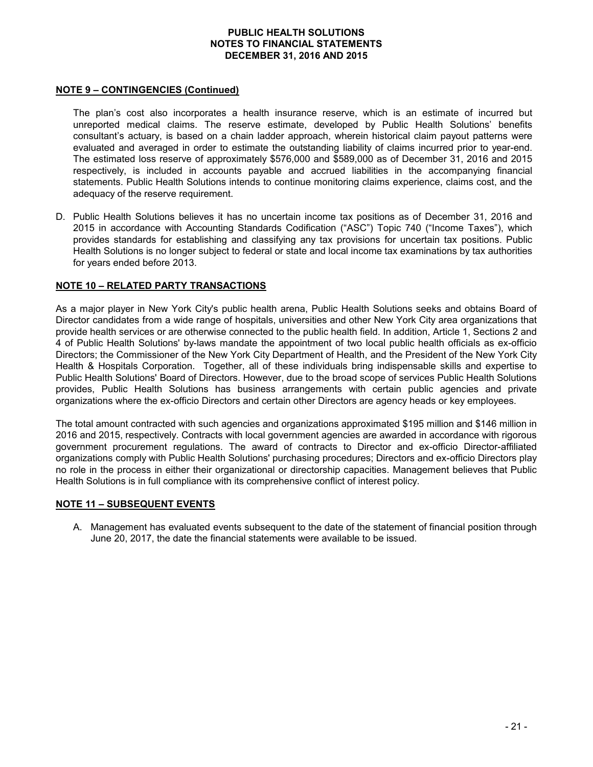## NOTE 9 – CONTINGENCIES (Continued)

The plan's cost also incorporates a health insurance reserve, which is an estimate of incurred but unreported medical claims. The reserve estimate, developed by Public Health Solutions' benefits consultant's actuary, is based on a chain ladder approach, wherein historical claim payout patterns were evaluated and averaged in order to estimate the outstanding liability of claims incurred prior to year-end. The estimated loss reserve of approximately $576,000 and $589,000 as of December 31, 2016 and 2015 respectively, is included in accounts payable and accrued liabilities in the accompanying financial statements. Public Health Solutions intends to continue monitoring claims experience, claims cost, and the adequacy of the reserve requirement.

D. Public Health Solutions believes it has no uncertain income tax positions as of December 31, 2016 and 2015 in accordance with Accounting Standards Codification ("ASC") Topic 740 ("Income Taxes"), which provides standards for establishing and classifying any tax provisions for uncertain tax positions. Public Health Solutions is no longer subject to federal or state and local income tax examinations by tax authorities for years ended before 2013.

## NOTE 10 – RELATED PARTY TRANSACTIONS

As a major player in New York City's public health arena, Public Health Solutions seeks and obtains Board of Director candidates from a wide range of hospitals, universities and other New York City area organizations that provide health services or are otherwise connected to the public health field. In addition, Article 1, Sections 2 and 4 of Public Health Solutions' by-laws mandate the appointment of two local public health officials as ex-officio Directors; the Commissioner of the New York City Department of Health, and the President of the New York City Health & Hospitals Corporation. Together, all of these individuals bring indispensable skills and expertise to Public Health Solutions' Board of Directors. However, due to the broad scope of services Public Health Solutions provides, Public Health Solutions has business arrangements with certain public agencies and private organizations where the ex-officio Directors and certain other Directors are agency heads or key employees.

The total amount contracted with such agencies and organizations approximated $195 million and $146 million in 2016 and 2015, respectively. Contracts with local government agencies are awarded in accordance with rigorous government procurement regulations. The award of contracts to Director and ex-officio Director-affiliated organizations comply with Public Health Solutions' purchasing procedures; Directors and ex-officio Directors play no role in the process in either their organizational or directorship capacities. Management believes that Public Health Solutions is in full compliance with its comprehensive conflict of interest policy.

## NOTE 11 – SUBSEQUENT EVENTS

A. Management has evaluated events subsequent to the date of the statement of financial position through June 20, 2017, the date the financial statements were available to be issued.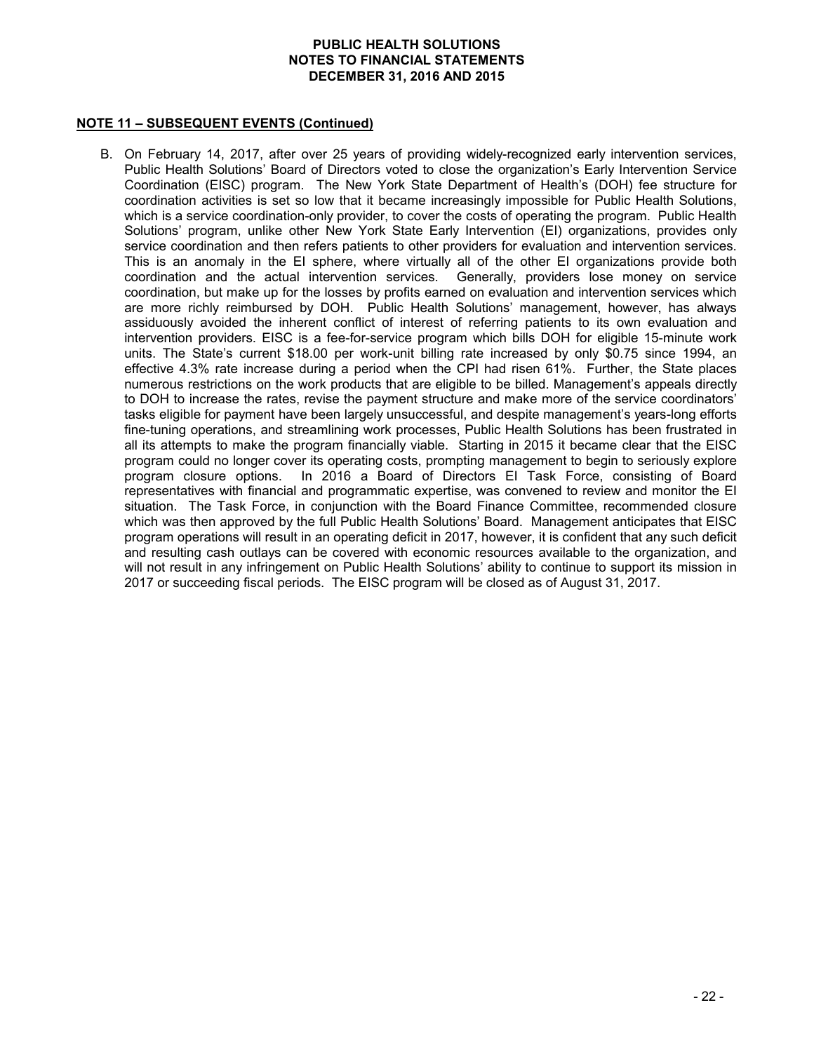## NOTE 11 – SUBSEQUENT EVENTS (Continued)

B. On February 14, 2017, after over 25 years of providing widely-recognized early intervention services, Public Health Solutions' Board of Directors voted to close the organization's Early Intervention Service Coordination (EISC) program. The New York State Department of Health's (DOH) fee structure for coordination activities is set so low that it became increasingly impossible for Public Health Solutions, which is a service coordination-only provider, to cover the costs of operating the program. Public Health Solutions' program, unlike other New York State Early Intervention (EI) organizations, provides only service coordination and then refers patients to other providers for evaluation and intervention services. This is an anomaly in the EI sphere, where virtually all of the other EI organizations provide both coordination and the actual intervention services. Generally, providers lose money on service coordination, but make up for the losses by profits earned on evaluation and intervention services which are more richly reimbursed by DOH. Public Health Solutions' management, however, has always assiduously avoided the inherent conflict of interest of referring patients to its own evaluation and intervention providers. EISC is a fee-for-service program which bills DOH for eligible 15-minute work units. The State's current $18.00 per work-unit billing rate increased by only $0.75 since 1994, an effective 4.3% rate increase during a period when the CPI had risen 61%. Further, the State places numerous restrictions on the work products that are eligible to be billed. Management's appeals directly to DOH to increase the rates, revise the payment structure and make more of the service coordinators' tasks eligible for payment have been largely unsuccessful, and despite management's years-long efforts fine-tuning operations, and streamlining work processes, Public Health Solutions has been frustrated in all its attempts to make the program financially viable. Starting in 2015 it became clear that the EISC program could no longer cover its operating costs, prompting management to begin to seriously explore program closure options. In 2016 a Board of Directors EI Task Force, consisting of Board representatives with financial and programmatic expertise, was convened to review and monitor the EI situation. The Task Force, in conjunction with the Board Finance Committee, recommended closure which was then approved by the full Public Health Solutions' Board. Management anticipates that EISC program operations will result in an operating deficit in 2017, however, it is confident that any such deficit and resulting cash outlays can be covered with economic resources available to the organization, and will not result in any infringement on Public Health Solutions' ability to continue to support its mission in 2017 or succeeding fiscal periods. The EISC program will be closed as of August 31, 2017.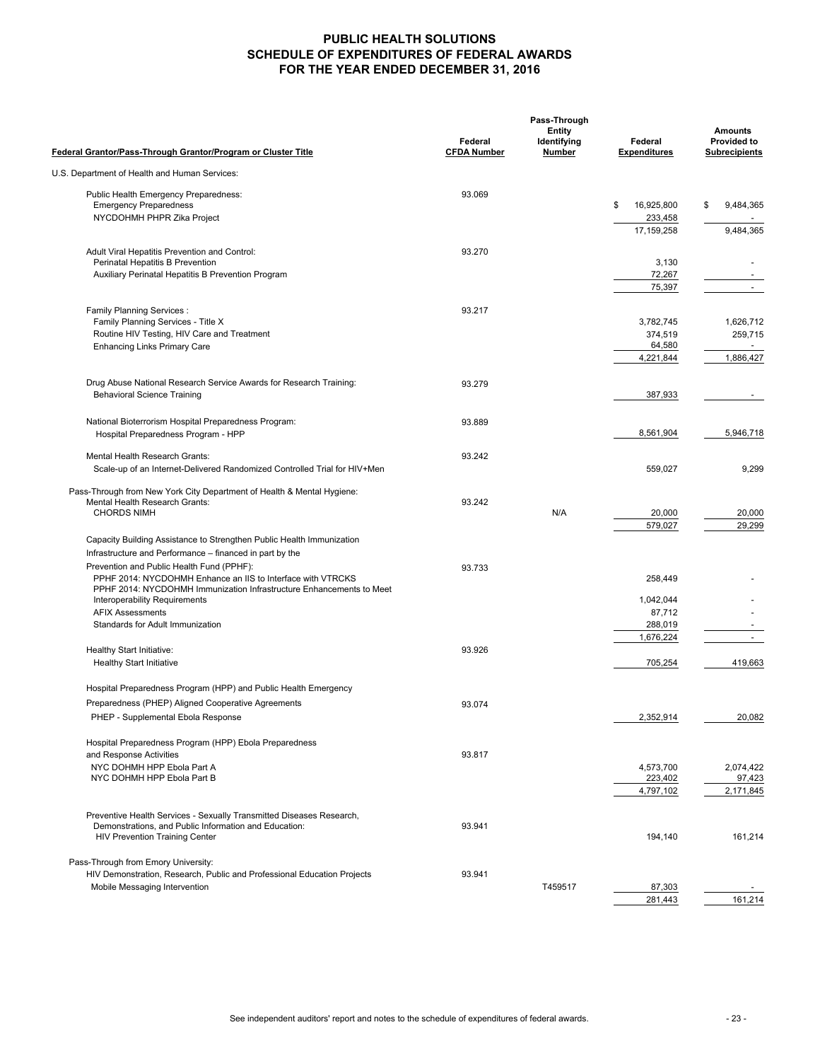# PUBLIC HEALTH SOLUTIONS
# SCHEDULE OF EXPENDITURES OF FEDERAL AWARDS
# FOR THE YEAR ENDED DECEMBER 31, 2016

| Federal Grantor/Pass-Through Grantor/Program or Cluster Title | Federal CFDA Number | Pass-Through Entity Identifying Number | Federal Expenditures | Amounts Provided to Subrecipients |
|---|---|---|---|---|
| U.S. Department of Health and Human Services: | | | | |
| Public Health Emergency Preparedness: | 93.069 | | | |
| Emergency Preparedness | | | $ 16,925,800 | $ 9,484,365 |
| NYCDOHMH PHPR Zika Project | | | 233,458 | - |
| | | | 17,159,258 | 9,484,365 |
| Adult Viral Hepatitis Prevention and Control: | 93.270 | | | |
| Perinatal Hepatitis B Prevention | | | 3,130 | - |
| Auxiliary Perinatal Hepatitis B Prevention Program | | | 72,267 | - |
| | | | 75,397 | - |
| Family Planning Services : | 93.217 | | | |
| Family Planning Services - Title X | | | 3,782,745 | 1,626,712 |
| Routine HIV Testing, HIV Care and Treatment | | | 374,519 | 259,715 |
| Enhancing Links Primary Care | | | 64,580 | - |
| | | | 4,221,844 | 1,886,427 |
| Drug Abuse National Research Service Awards for Research Training: | 93.279 | | | |
| Behavioral Science Training | | | 387,933 | - |
| National Bioterrorism Hospital Preparedness Program: | 93.889 | | | |
| Hospital Preparedness Program - HPP | | | 8,561,904 | 5,946,718 |
| Mental Health Research Grants: | 93.242 | | | |
| Scale-up of an Internet-Delivered Randomized Controlled Trial for HIV+Men | | | 559,027 | 9,299 |
| Pass-Through from New York City Department of Health & Mental Hygiene: | | | | |
| Mental Health Research Grants: | 93.242 | | | |
| CHORDS NIMH | | N/A | 20,000 | 20,000 |
| | | | 579,027 | 29,299 |
| Capacity Building Assistance to Strengthen Public Health Immunization Infrastructure and Performance – financed in part by the Prevention and Public Health Fund (PPHF): | 93.733 | | | |
| PPHF 2014: NYCDOHMH Enhance an IIS to Interface with VTRCKS | | | 258,449 | - |
| PPHF 2014: NYCDOHMH Immunization Infrastructure Enhancements to Meet Interoperability Requirements | | | 1,042,044 | - |
| AFIX Assessments | | | 87,712 | - |
| Standards for Adult Immunization | | | 288,019 | - |
| | | | 1,676,224 | - |
| Healthy Start Initiative: | 93.926 | | | |
| Healthy Start Initiative | | | 705,254 | 419,663 |
| Hospital Preparedness Program (HPP) and Public Health Emergency Preparedness (PHEP) Aligned Cooperative Agreements | 93.074 | | | |
| PHEP - Supplemental Ebola Response | | | 2,352,914 | 20,082 |
| Hospital Preparedness Program (HPP) Ebola Preparedness and Response Activities | 93.817 | | | |
| NYC DOHMH HPP Ebola Part A | | | 4,573,700 | 2,074,422 |
| NYC DOHMH HPP Ebola Part B | | | 223,402 | 97,423 |
| | | | 4,797,102 | 2,171,845 |
| Preventive Health Services - Sexually Transmitted Diseases Research, Demonstrations, and Public Information and Education: | 93.941 | | | |
| HIV Prevention Training Center | | | 194,140 | 161,214 |
| Pass-Through from Emory University: | | | | |
| HIV Demonstration, Research, Public and Professional Education Projects | 93.941 | | | |
| Mobile Messaging Intervention | | T459517 | 87,303 | - |
| | | | 281,443 | 161,214 |

See independent auditors' report and notes to the schedule of expenditures of federal awards.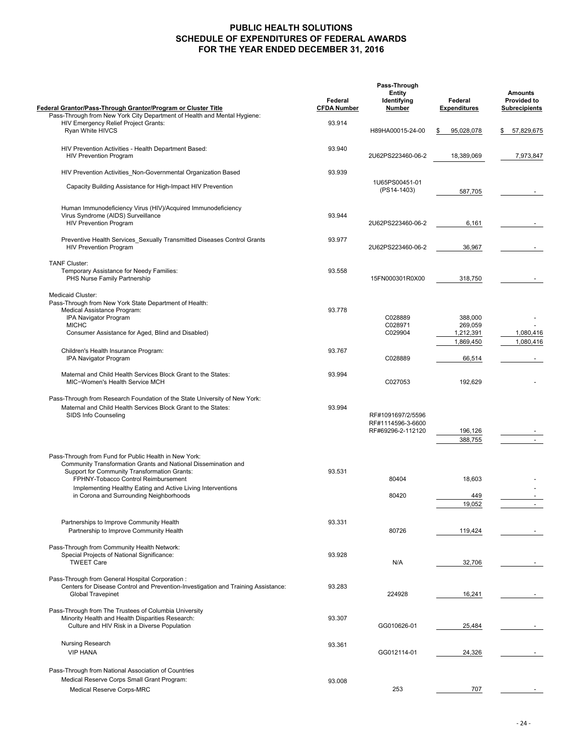# PUBLIC HEALTH SOLUTIONS
# SCHEDULE OF EXPENDITURES OF FEDERAL AWARDS
# FOR THE YEAR ENDED DECEMBER 31, 2016

| Federal Grantor/Pass-Through Grantor/Program or Cluster Title | Federal CFDA Number | Pass-Through Entity Identifying Number | Federal Expenditures | Amounts Provided to Subrecipients |
|---|---|---|---|---|
| Pass-Through from New York City Department of Health and Mental Hygiene: | | | | |
| HIV Emergency Relief Project Grants: | 93.914 | | | |
| Ryan White HIVCS | | H89HA00015-24-00 | $ 95,028,078 | $ 57,829,675 |
| HIV Prevention Activities - Health Department Based: | 93.940 | | | |
| HIV Prevention Program | | 2U62PS223460-06-2 | 18,389,069 | 7,973,847 |
| HIV Prevention Activities_Non-Governmental Organization Based | 93.939 | | | |
| Capacity Building Assistance for High-Impact HIV Prevention | | 1U65PS00451-01 (PS14-1403) | 587,705 | - |
| Human Immunodeficiency Virus (HIV)/Acquired Immunodeficiency Virus Syndrome (AIDS) Surveillance | 93.944 | | | |
| HIV Prevention Program | | 2U62PS223460-06-2 | 6,161 | - |
| Preventive Health Services_Sexually Transmitted Diseases Control Grants | 93.977 | | | |
| HIV Prevention Program | | 2U62PS223460-06-2 | 36,967 | - |
| TANF Cluster: | | | | |
| Temporary Assistance for Needy Families: | 93.558 | | | |
| PHS Nurse Family Partnership | | 15FN000301R0X00 | 318,750 | - |
| Medicaid Cluster: | | | | |
| Pass-Through from New York State Department of Health: | | | | |
| Medical Assistance Program: | 93.778 | | | |
| IPA Navigator Program | | C028889 | 388,000 | - |
| MICHC | | C028971 | 269,059 | - |
| Consumer Assistance for Aged, Blind and Disabled) | | C029904 | 1,212,391 | 1,080,416 |
| | | | 1,869,450 | 1,080,416 |
| Children's Health Insurance Program: | 93.767 | | | |
| IPA Navigator Program | | C028889 | 66,514 | - |
| Maternal and Child Health Services Block Grant to the States: | 93.994 | | | |
| MIC~Women's Health Service MCH | | C027053 | 192,629 | - |
| Pass-Through from Research Foundation of the State University of New York: | | | | |
| Maternal and Child Health Services Block Grant to the States: | 93.994 | | | |
| SIDS Info Counseling | | RF#1091697/2/5596 RF#1114596-3-6600 RF#69296-2-112120 | 196,126 | - |
| | | | 388,755 | - |
| Pass-Through from Fund for Public Health in New York: | | | | |
| Community Transformation Grants and National Dissemination and Support for Community Transformation Grants: | 93.531 | | | |
| FPHNY-Tobacco Control Reimbursement | | 80404 | 18,603 | - |
| Implementing Healthy Eating and Active Living Interventions in Corona and Surrounding Neighborhoods | | 80420 | 449 | - |
| | | | 19,052 | - |
| Partnerships to Improve Community Health | 93.331 | | | |
| Partnership to Improve Community Health | | 80726 | 119,424 | - |
| Pass-Through from Community Health Network: | | | | |
| Special Projects of National Significance: | 93.928 | | | |
| TWEET Care | | N/A | 32,706 | - |
| Pass-Through from General Hospital Corporation : | | | | |
| Centers for Disease Control and Prevention-Investigation and Training Assistance: | 93.283 | | | |
| Global Travepinet | | 224928 | 16,241 | - |
| Pass-Through from The Trustees of Columbia University | | | | |
| Minority Health and Health Disparities Research: | 93.307 | | | |
| Culture and HIV Risk in a Diverse Population | | GG010626-01 | 25,484 | - |
| Nursing Research | 93.361 | | | |
| VIP HANA | | GG012114-01 | 24,326 | - |
| Pass-Through from National Association of Countries | | | | |
| Medical Reserve Corps Small Grant Program: | 93.008 | | | |
| Medical Reserve Corps-MRC | | 253 | 707 | - |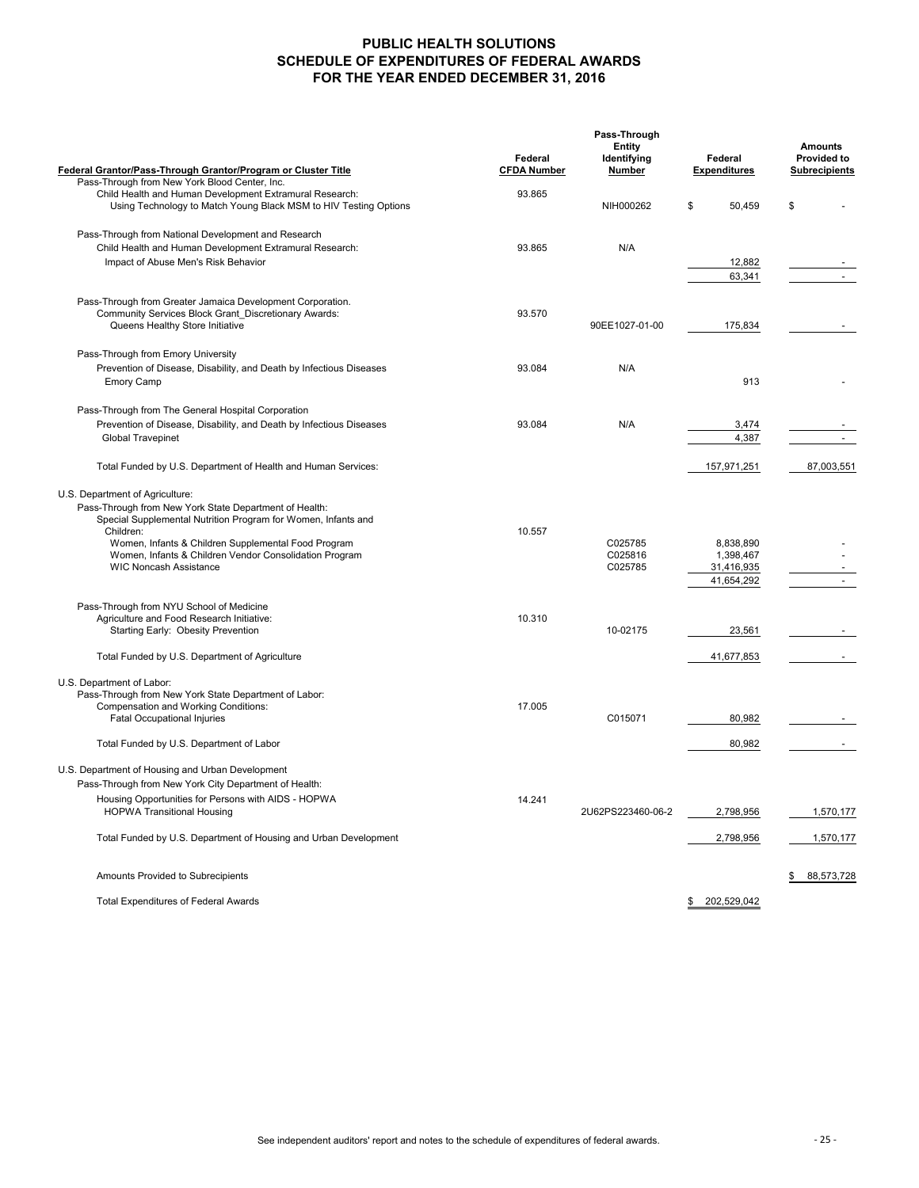# PUBLIC HEALTH SOLUTIONS
## SCHEDULE OF EXPENDITURES OF FEDERAL AWARDS
## FOR THE YEAR ENDED DECEMBER 31, 2016

| Federal Grantor/Pass-Through Grantor/Program or Cluster Title | Federal CFDA Number | Pass-Through Entity Identifying Number | Federal Expenditures | Amounts Provided to Subrecipients |
|---|---|---|---|---|
| Pass-Through from New York Blood Center, Inc. | | | | |
| Child Health and Human Development Extramural Research: | 93.865 | | | |
| Using Technology to Match Young Black MSM to HIV Testing Options | | NIH000262 | $ 50,459 | $ - |
| Pass-Through from National Development and Research | | | | |
| Child Health and Human Development Extramural Research: | 93.865 | N/A | | |
| Impact of Abuse Men's Risk Behavior | | | 12,882 | - |
| | | | 63,341 | - |
| Pass-Through from Greater Jamaica Development Corporation. | | | | |
| Community Services Block Grant_Discretionary Awards: | 93.570 | | | |
| Queens Healthy Store Initiative | | 90EE1027-01-00 | 175,834 | - |
| Pass-Through from Emory University | | | | |
| Prevention of Disease, Disability, and Death by Infectious Diseases | 93.084 | N/A | | |
| Emory Camp | | | 913 | - |
| Pass-Through from The General Hospital Corporation | | | | |
| Prevention of Disease, Disability, and Death by Infectious Diseases | 93.084 | N/A | 3,474 | - |
| Global Travepinet | | | 4,387 | - |
| Total Funded by U.S. Department of Health and Human Services: | | | 157,971,251 | 87,003,551 |
| U.S. Department of Agriculture: | | | | |
| Pass-Through from New York State Department of Health: | | | | |
| Special Supplemental Nutrition Program for Women, Infants and Children: | 10.557 | | | |
| Women, Infants & Children Supplemental Food Program | | C025785 | 8,838,890 | - |
| Women, Infants & Children Vendor Consolidation Program | | C025816 | 1,398,467 | - |
| WIC Noncash Assistance | | C025785 | 31,416,935 | - |
| | | | 41,654,292 | - |
| Pass-Through from NYU School of Medicine | | | | |
| Agriculture and Food Research Initiative: | 10.310 | | | |
| Starting Early: Obesity Prevention | | 10-02175 | 23,561 | - |
| Total Funded by U.S. Department of Agriculture | | | 41,677,853 | - |
| U.S. Department of Labor: | | | | |
| Pass-Through from New York State Department of Labor: | | | | |
| Compensation and Working Conditions: | 17.005 | | | |
| Fatal Occupational Injuries | | C015071 | 80,982 | - |
| Total Funded by U.S. Department of Labor | | | 80,982 | - |
| U.S. Department of Housing and Urban Development | | | | |
| Pass-Through from New York City Department of Health: | | | | |
| Housing Opportunities for Persons with AIDS - HOPWA | 14.241 | | | |
| HOPWA Transitional Housing | | 2U62PS223460-06-2 | 2,798,956 | 1,570,177 |
| Total Funded by U.S. Department of Housing and Urban Development | | | 2,798,956 | 1,570,177 |
| Amounts Provided to Subrecipients | | | | $ 88,573,728 |
| Total Expenditures of Federal Awards | | | $ 202,529,042 | |

See independent auditors' report and notes to the schedule of expenditures of federal awards.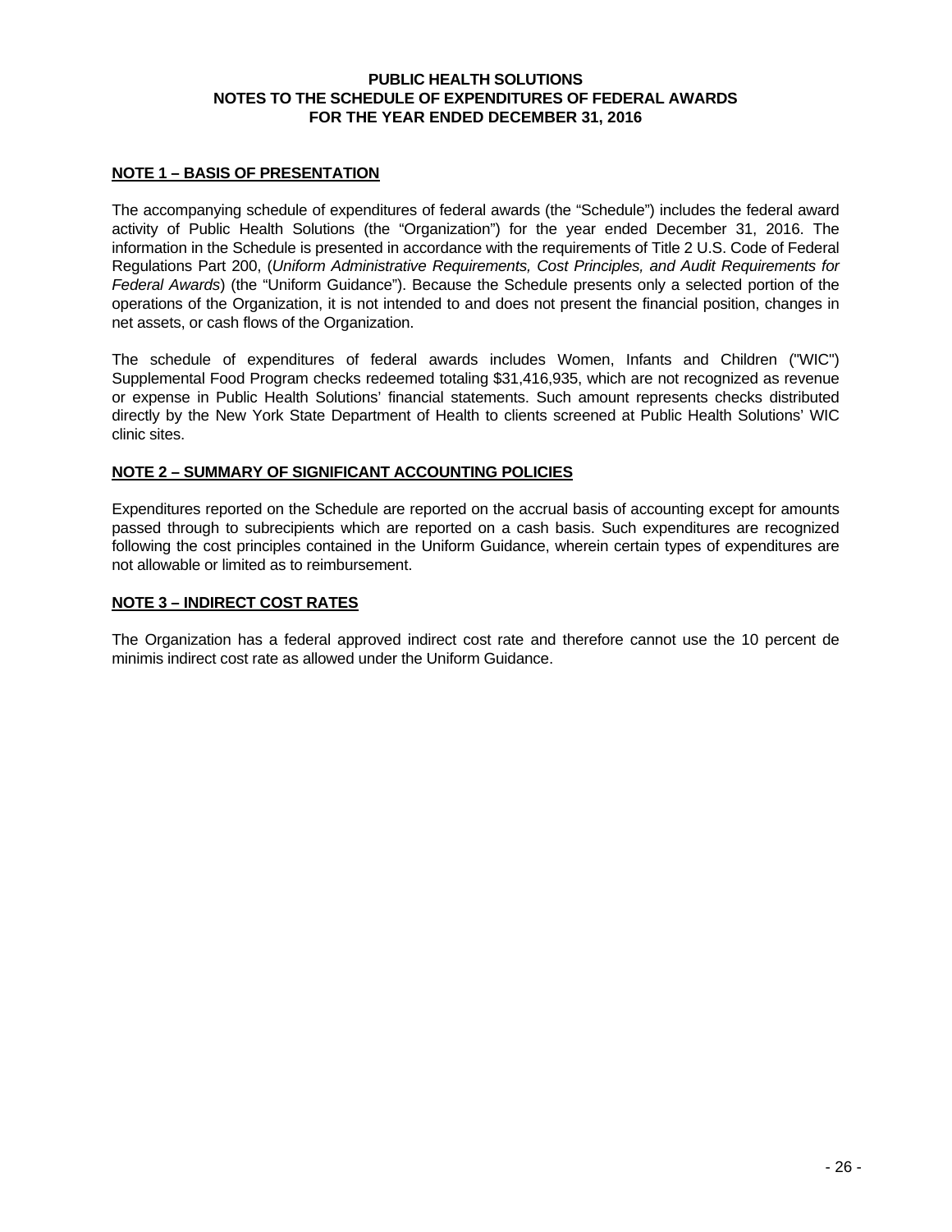# PUBLIC HEALTH SOLUTIONS
## NOTES TO THE SCHEDULE OF EXPENDITURES OF FEDERAL AWARDS
## FOR THE YEAR ENDED DECEMBER 31, 2016

**NOTE 1 – BASIS OF PRESENTATION**

The accompanying schedule of expenditures of federal awards (the "Schedule") includes the federal award activity of Public Health Solutions (the "Organization") for the year ended December 31, 2016. The information in the Schedule is presented in accordance with the requirements of Title 2 U.S. Code of Federal Regulations Part 200, (*Uniform Administrative Requirements, Cost Principles, and Audit Requirements for Federal Awards*) (the "Uniform Guidance"). Because the Schedule presents only a selected portion of the operations of the Organization, it is not intended to and does not present the financial position, changes in net assets, or cash flows of the Organization.

The schedule of expenditures of federal awards includes Women, Infants and Children ("WIC") Supplemental Food Program checks redeemed totaling $31,416,935, which are not recognized as revenue or expense in Public Health Solutions' financial statements. Such amount represents checks distributed directly by the New York State Department of Health to clients screened at Public Health Solutions' WIC clinic sites.

**NOTE 2 – SUMMARY OF SIGNIFICANT ACCOUNTING POLICIES**

Expenditures reported on the Schedule are reported on the accrual basis of accounting except for amounts passed through to subrecipients which are reported on a cash basis. Such expenditures are recognized following the cost principles contained in the Uniform Guidance, wherein certain types of expenditures are not allowable or limited as to reimbursement.

**NOTE 3 – INDIRECT COST RATES**

The Organization has a federal approved indirect cost rate and therefore cannot use the 10 percent de minimis indirect cost rate as allowed under the Uniform Guidance.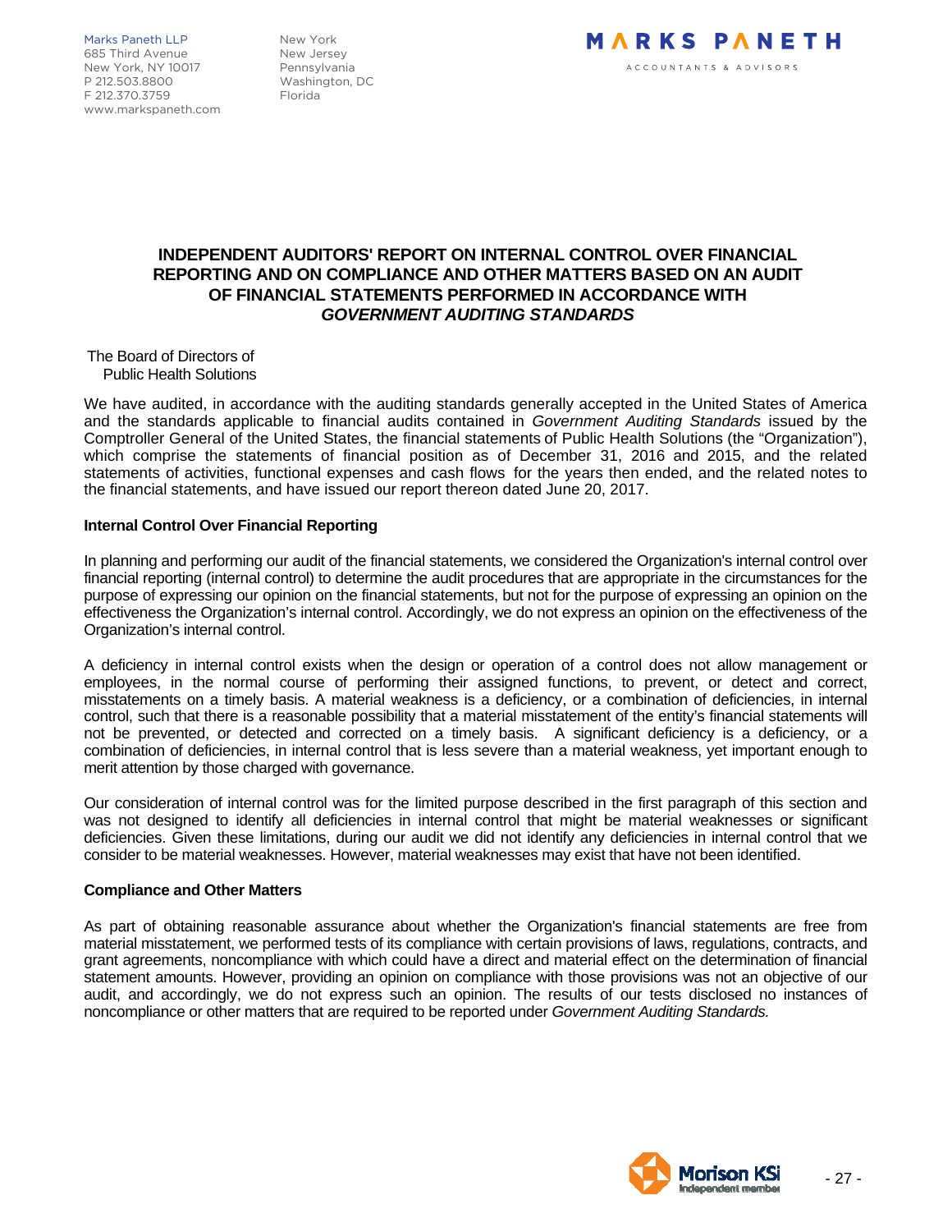Marks Paneth LLP
685 Third Avenue
New York, NY 10017
P 212.503.8800
F 212.370.3759
www.markspaneth.com

New York
New Jersey
Pennsylvania
Washington, DC
Florida

MARKS PANETH
ACCOUNTANTS & ADVISORS

# INDEPENDENT AUDITORS' REPORT ON INTERNAL CONTROL OVER FINANCIAL REPORTING AND ON COMPLIANCE AND OTHER MATTERS BASED ON AN AUDIT OF FINANCIAL STATEMENTS PERFORMED IN ACCORDANCE WITH *GOVERNMENT AUDITING STANDARDS*

The Board of Directors of
Public Health Solutions

We have audited, in accordance with the auditing standards generally accepted in the United States of America and the standards applicable to financial audits contained in *Government Auditing Standards* issued by the Comptroller General of the United States, the financial statements of Public Health Solutions (the "Organization"), which comprise the statements of financial position as of December 31, 2016 and 2015, and the related statements of activities, functional expenses and cash flows for the years then ended, and the related notes to the financial statements, and have issued our report thereon dated June 20, 2017.

**Internal Control Over Financial Reporting**

In planning and performing our audit of the financial statements, we considered the Organization's internal control over financial reporting (internal control) to determine the audit procedures that are appropriate in the circumstances for the purpose of expressing our opinion on the financial statements, but not for the purpose of expressing an opinion on the effectiveness the Organization's internal control. Accordingly, we do not express an opinion on the effectiveness of the Organization's internal control.

A deficiency in internal control exists when the design or operation of a control does not allow management or employees, in the normal course of performing their assigned functions, to prevent, or detect and correct, misstatements on a timely basis. A material weakness is a deficiency, or a combination of deficiencies, in internal control, such that there is a reasonable possibility that a material misstatement of the entity's financial statements will not be prevented, or detected and corrected on a timely basis. A significant deficiency is a deficiency, or a combination of deficiencies, in internal control that is less severe than a material weakness, yet important enough to merit attention by those charged with governance.

Our consideration of internal control was for the limited purpose described in the first paragraph of this section and was not designed to identify all deficiencies in internal control that might be material weaknesses or significant deficiencies. Given these limitations, during our audit we did not identify any deficiencies in internal control that we consider to be material weaknesses. However, material weaknesses may exist that have not been identified.

**Compliance and Other Matters**

As part of obtaining reasonable assurance about whether the Organization's financial statements are free from material misstatement, we performed tests of its compliance with certain provisions of laws, regulations, contracts, and grant agreements, noncompliance with which could have a direct and material effect on the determination of financial statement amounts. However, providing an opinion on compliance with those provisions was not an objective of our audit, and accordingly, we do not express such an opinion. The results of our tests disclosed no instances of noncompliance or other matters that are required to be reported under *Government Auditing Standards.*

Morison KSi
Independent member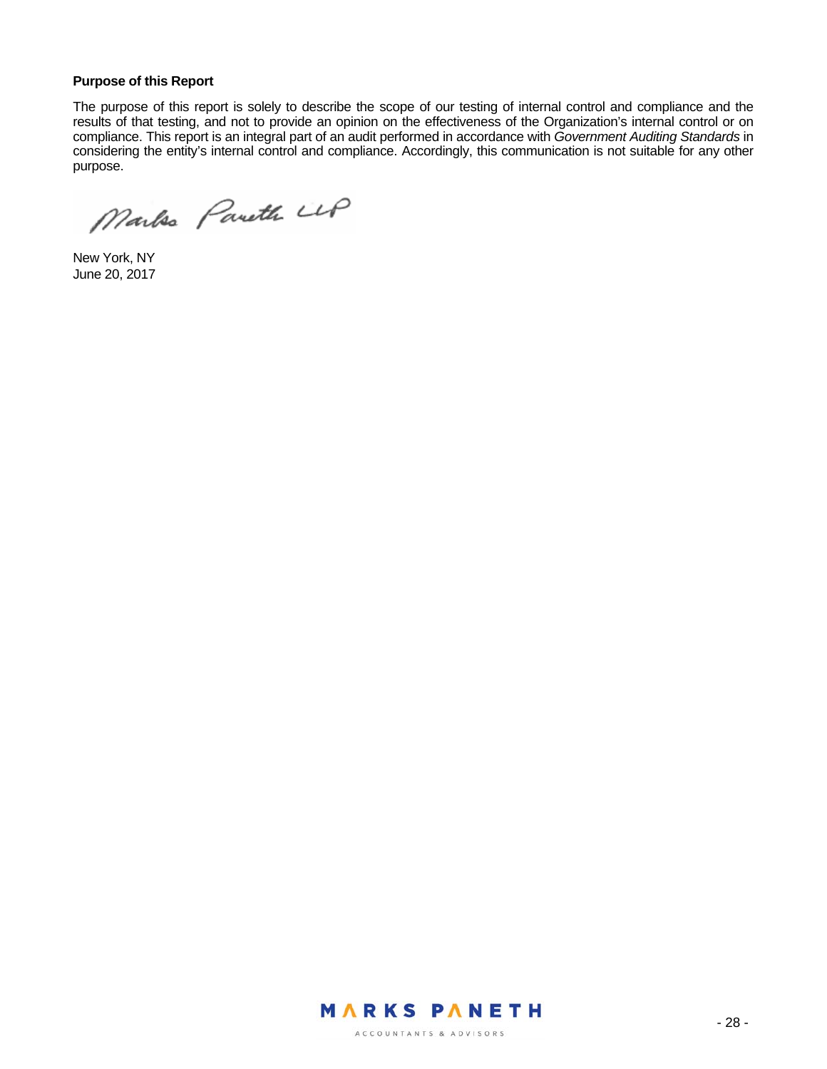**Purpose of this Report**

The purpose of this report is solely to describe the scope of our testing of internal control and compliance and the results of that testing, and not to provide an opinion on the effectiveness of the Organization's internal control or on compliance. This report is an integral part of an audit performed in accordance with *Government Auditing Standards* in considering the entity's internal control and compliance. Accordingly, this communication is not suitable for any other purpose.

Marks Paneth LLP

New York, NY
June 20, 2017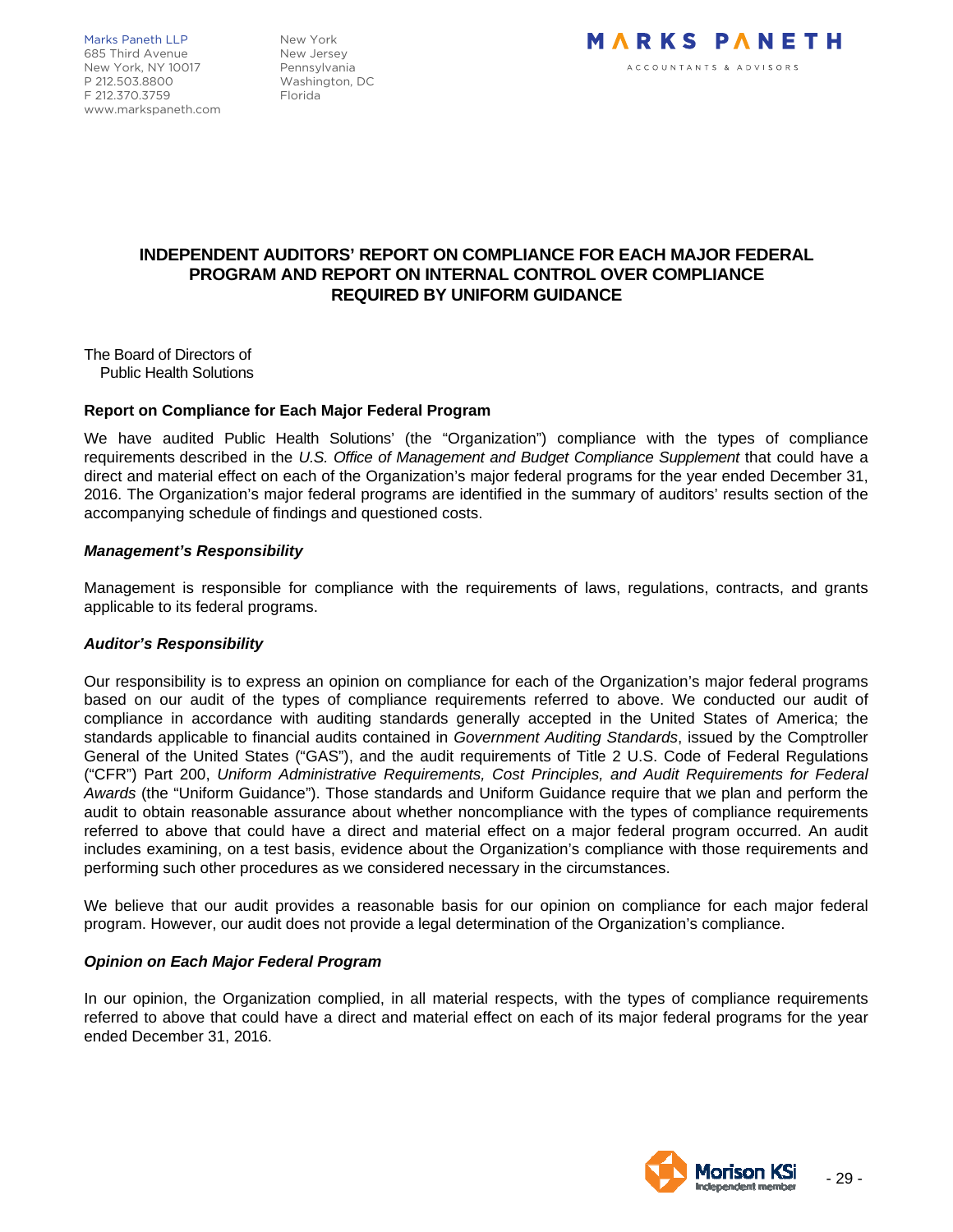Marks Paneth LLP
685 Third Avenue
New York, NY 10017
P 212.503.8800
F 212.370.3759
www.markspaneth.com

New York
New Jersey
Pennsylvania
Washington, DC
Florida

MARKS PANETH
ACCOUNTANTS & ADVISORS

# INDEPENDENT AUDITORS' REPORT ON COMPLIANCE FOR EACH MAJOR FEDERAL PROGRAM AND REPORT ON INTERNAL CONTROL OVER COMPLIANCE REQUIRED BY UNIFORM GUIDANCE

The Board of Directors of
Public Health Solutions

**Report on Compliance for Each Major Federal Program**

We have audited Public Health Solutions' (the "Organization") compliance with the types of compliance requirements described in the *U.S. Office of Management and Budget Compliance Supplement* that could have a direct and material effect on each of the Organization's major federal programs for the year ended December 31, 2016. The Organization's major federal programs are identified in the summary of auditors' results section of the accompanying schedule of findings and questioned costs.

***Management's Responsibility***

Management is responsible for compliance with the requirements of laws, regulations, contracts, and grants applicable to its federal programs.

***Auditor's Responsibility***

Our responsibility is to express an opinion on compliance for each of the Organization's major federal programs based on our audit of the types of compliance requirements referred to above. We conducted our audit of compliance in accordance with auditing standards generally accepted in the United States of America; the standards applicable to financial audits contained in *Government Auditing Standards*, issued by the Comptroller General of the United States ("GAS"), and the audit requirements of Title 2 U.S. Code of Federal Regulations ("CFR") Part 200, *Uniform Administrative Requirements, Cost Principles, and Audit Requirements for Federal Awards* (the "Uniform Guidance"). Those standards and Uniform Guidance require that we plan and perform the audit to obtain reasonable assurance about whether noncompliance with the types of compliance requirements referred to above that could have a direct and material effect on a major federal program occurred. An audit includes examining, on a test basis, evidence about the Organization's compliance with those requirements and performing such other procedures as we considered necessary in the circumstances.

We believe that our audit provides a reasonable basis for our opinion on compliance for each major federal program. However, our audit does not provide a legal determination of the Organization's compliance.

***Opinion on Each Major Federal Program***

In our opinion, the Organization complied, in all material respects, with the types of compliance requirements referred to above that could have a direct and material effect on each of its major federal programs for the year ended December 31, 2016.

Morison KSi
Independent member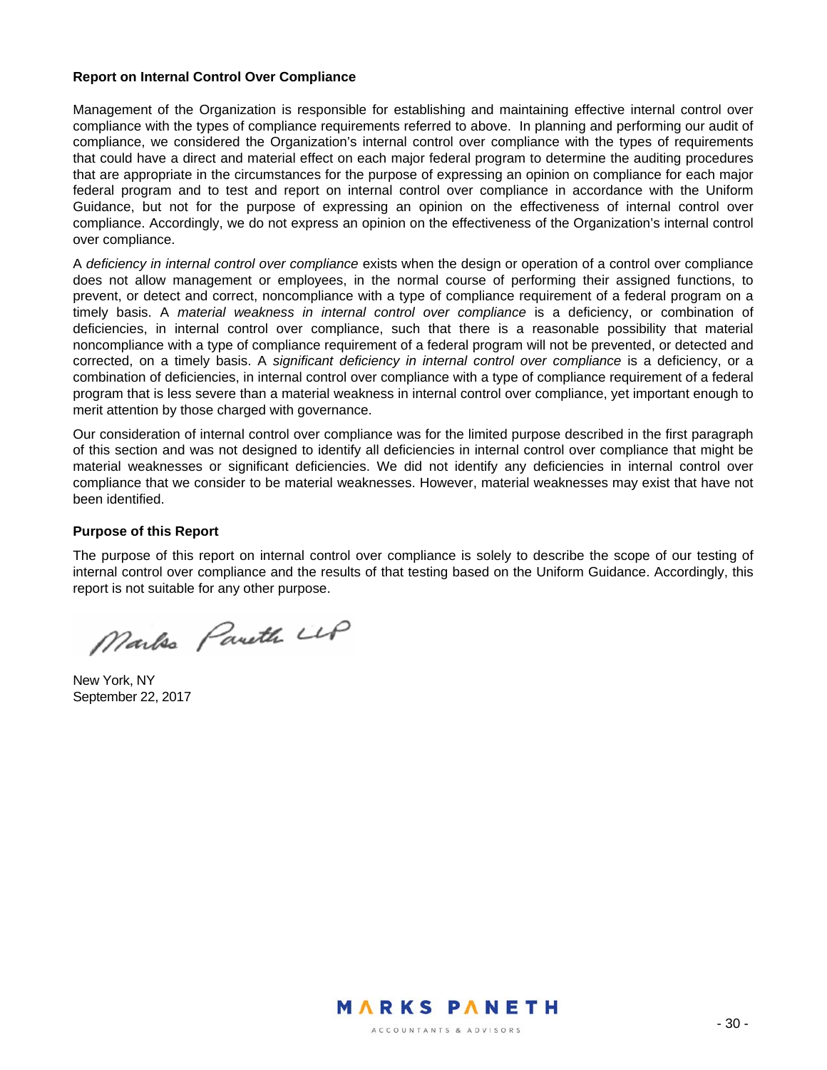**Report on Internal Control Over Compliance**

Management of the Organization is responsible for establishing and maintaining effective internal control over compliance with the types of compliance requirements referred to above. In planning and performing our audit of compliance, we considered the Organization's internal control over compliance with the types of requirements that could have a direct and material effect on each major federal program to determine the auditing procedures that are appropriate in the circumstances for the purpose of expressing an opinion on compliance for each major federal program and to test and report on internal control over compliance in accordance with the Uniform Guidance, but not for the purpose of expressing an opinion on the effectiveness of internal control over compliance. Accordingly, we do not express an opinion on the effectiveness of the Organization's internal control over compliance.

A *deficiency in internal control over compliance* exists when the design or operation of a control over compliance does not allow management or employees, in the normal course of performing their assigned functions, to prevent, or detect and correct, noncompliance with a type of compliance requirement of a federal program on a timely basis. A *material weakness in internal control over compliance* is a deficiency, or combination of deficiencies, in internal control over compliance, such that there is a reasonable possibility that material noncompliance with a type of compliance requirement of a federal program will not be prevented, or detected and corrected, on a timely basis. A *significant deficiency in internal control over compliance* is a deficiency, or a combination of deficiencies, in internal control over compliance with a type of compliance requirement of a federal program that is less severe than a material weakness in internal control over compliance, yet important enough to merit attention by those charged with governance.

Our consideration of internal control over compliance was for the limited purpose described in the first paragraph of this section and was not designed to identify all deficiencies in internal control over compliance that might be material weaknesses or significant deficiencies. We did not identify any deficiencies in internal control over compliance that we consider to be material weaknesses. However, material weaknesses may exist that have not been identified.

**Purpose of this Report**

The purpose of this report on internal control over compliance is solely to describe the scope of our testing of internal control over compliance and the results of that testing based on the Uniform Guidance. Accordingly, this report is not suitable for any other purpose.

Marks Paneth LLP

New York, NY
September 22, 2017

MARKS PANETH
ACCOUNTANTS & ADVISORS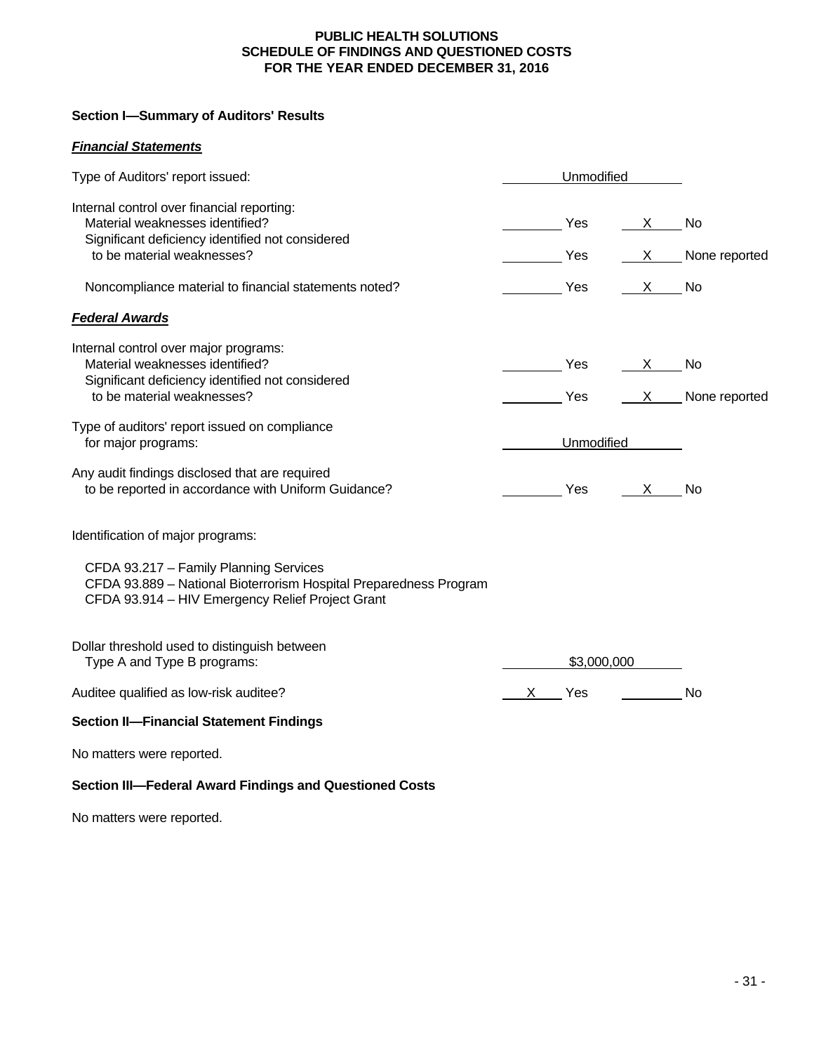# PUBLIC HEALTH SOLUTIONS
# SCHEDULE OF FINDINGS AND QUESTIONED COSTS
# FOR THE YEAR ENDED DECEMBER 31, 2016

## Section I—Summary of Auditors' Results

***Financial Statements***

| | | |
|---|---|---|
| Type of Auditors' report issued: | Unmodified | |
| Internal control over financial reporting: | | |
| Material weaknesses identified? | ____ Yes | X No |
| Significant deficiency identified not considered to be material weaknesses? | ____ Yes | X None reported |
| Noncompliance material to financial statements noted? | ____ Yes | X No |

***Federal Awards***

| | | |
|---|---|---|
| Internal control over major programs: | | |
| Material weaknesses identified? | ____ Yes | X No |
| Significant deficiency identified not considered to be material weaknesses? | ____ Yes | X None reported |
| Type of auditors' report issued on compliance for major programs: | Unmodified | |
| Any audit findings disclosed that are required to be reported in accordance with Uniform Guidance? | ____ Yes | X No |

Identification of major programs:

CFDA 93.217 – Family Planning Services
CFDA 93.889 – National Bioterrorism Hospital Preparedness Program
CFDA 93.914 – HIV Emergency Relief Project Grant

| | | |
|---|---|---|
| Dollar threshold used to distinguish between Type A and Type B programs: | $3,000,000 | |
| Auditee qualified as low-risk auditee? | X Yes | ____ No |

## Section II—Financial Statement Findings

No matters were reported.

## Section III—Federal Award Findings and Questioned Costs

No matters were reported.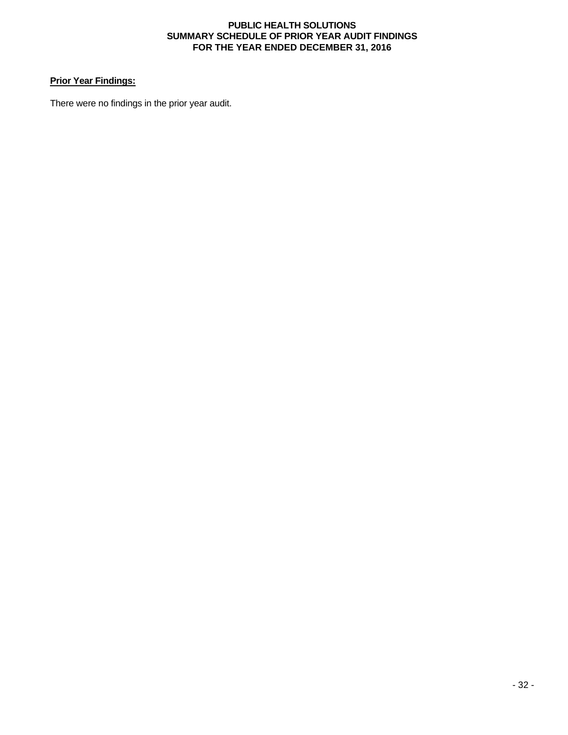# PUBLIC HEALTH SOLUTIONS
## SUMMARY SCHEDULE OF PRIOR YEAR AUDIT FINDINGS
## FOR THE YEAR ENDED DECEMBER 31, 2016

**Prior Year Findings:**

There were no findings in the prior year audit.